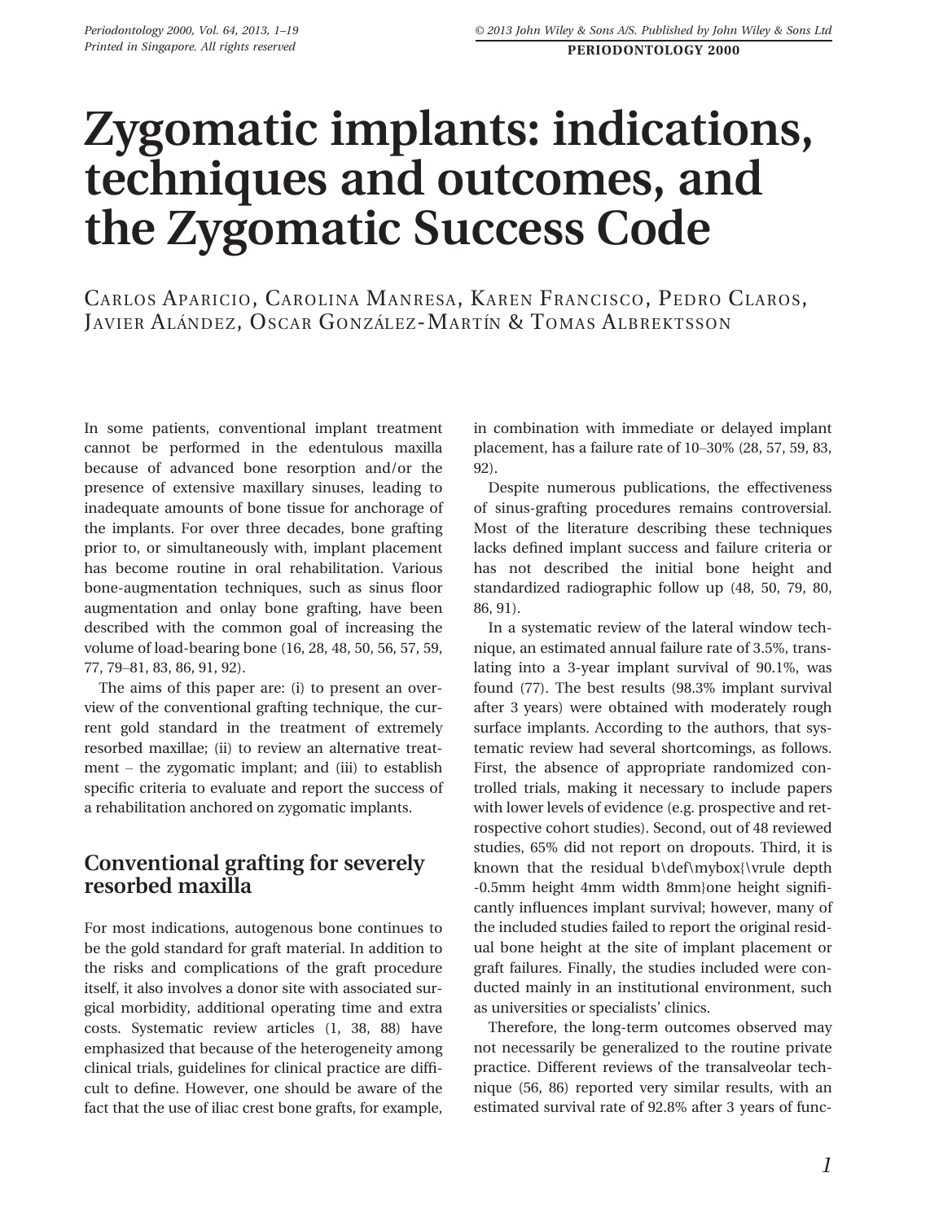# Zygomatic implants: indications, techniques and outcomes, and the Zygomatic Success Code

Carlos Aparicio, Carolina Manresa, Karen Francisco, Pedro Claros, Javier Alández, Oscar González-Martín & Tomas Albrektsson

In some patients, conventional implant treatment cannot be performed in the edentulous maxilla because of advanced bone resorption and/or the presence of extensive maxillary sinuses, leading to inadequate amounts of bone tissue for anchorage of the implants. For over three decades, bone grafting prior to, or simultaneously with, implant placement has become routine in oral rehabilitation. Various bone-augmentation techniques, such as sinus floor augmentation and onlay bone grafting, have been described with the common goal of increasing the volume of load-bearing bone (16, 28, 48, 50, 56, 57, 59, 77, 79–81, 83, 86, 91, 92).

The aims of this paper are: (i) to present an overview of the conventional grafting technique, the current gold standard in the treatment of extremely resorbed maxillae; (ii) to review an alternative treatment – the zygomatic implant; and (iii) to establish specific criteria to evaluate and report the success of a rehabilitation anchored on zygomatic implants.

## Conventional grafting for severely resorbed maxilla

For most indications, autogenous bone continues to be the gold standard for graft material. In addition to the risks and complications of the graft procedure itself, it also involves a donor site with associated surgical morbidity, additional operating time and extra costs. Systematic review articles (1, 38, 88) have emphasized that because of the heterogeneity among clinical trials, guidelines for clinical practice are difficult to define. However, one should be aware of the fact that the use of iliac crest bone grafts, for example, in combination with immediate or delayed implant placement, has a failure rate of 10–30% (28, 57, 59, 83, 92).

Despite numerous publications, the effectiveness of sinus-grafting procedures remains controversial. Most of the literature describing these techniques lacks defined implant success and failure criteria or has not described the initial bone height and standardized radiographic follow up (48, 50, 79, 80, 86, 91).

In a systematic review of the lateral window technique, an estimated annual failure rate of 3.5%, translating into a 3-year implant survival of 90.1%, was found (77). The best results (98.3% implant survival after 3 years) were obtained with moderately rough surface implants. According to the authors, that systematic review had several shortcomings, as follows. First, the absence of appropriate randomized controlled trials, making it necessary to include papers with lower levels of evidence (e.g. prospective and retrospective cohort studies). Second, out of 48 reviewed studies, 65% did not report on dropouts. Third, it is known that the residual b\def\mybox{\vrule depth -0.5mm height 4mm width 8mm}one height significantly influences implant survival; however, many of the included studies failed to report the original residual bone height at the site of implant placement or graft failures. Finally, the studies included were conducted mainly in an institutional environment, such as universities or specialists' clinics.

Therefore, the long-term outcomes observed may not necessarily be generalized to the routine private practice. Different reviews of the transalveolar technique (56, 86) reported very similar results, with an estimated survival rate of 92.8% after 3 years of func-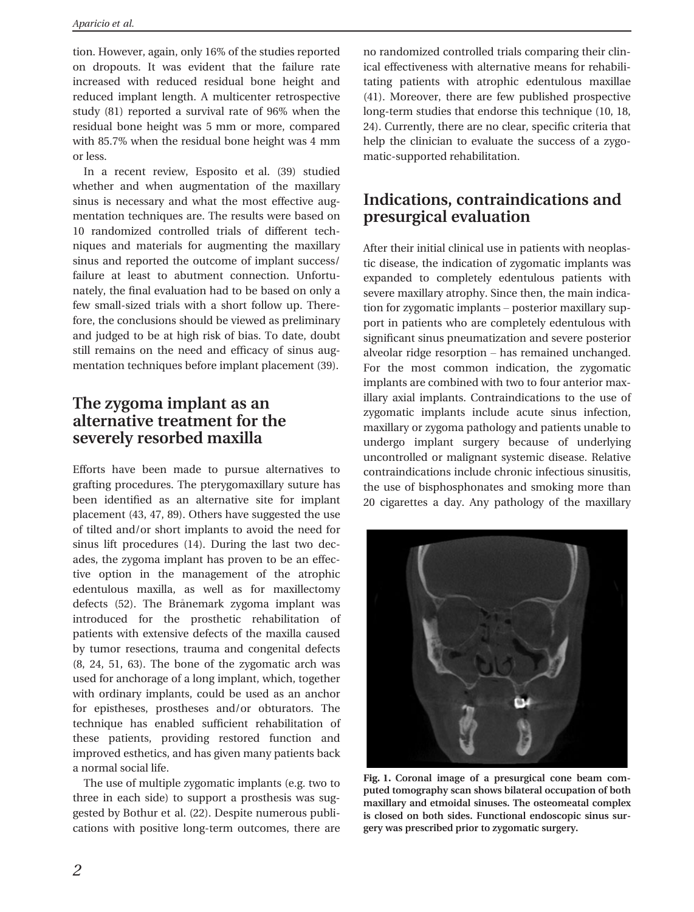tion. However, again, only 16% of the studies reported on dropouts. It was evident that the failure rate increased with reduced residual bone height and reduced implant length. A multicenter retrospective study (81) reported a survival rate of 96% when the residual bone height was 5 mm or more, compared with 85.7% when the residual bone height was 4 mm or less.

In a recent review, Esposito et al. (39) studied whether and when augmentation of the maxillary sinus is necessary and what the most effective augmentation techniques are. The results were based on 10 randomized controlled trials of different techniques and materials for augmenting the maxillary sinus and reported the outcome of implant success/failure at least to abutment connection. Unfortunately, the final evaluation had to be based on only a few small-sized trials with a short follow up. Therefore, the conclusions should be viewed as preliminary and judged to be at high risk of bias. To date, doubt still remains on the need and efficacy of sinus augmentation techniques before implant placement (39).

## The zygoma implant as an alternative treatment for the severely resorbed maxilla

Efforts have been made to pursue alternatives to grafting procedures. The pterygomaxillary suture has been identified as an alternative site for implant placement (43, 47, 89). Others have suggested the use of tilted and/or short implants to avoid the need for sinus lift procedures (14). During the last two decades, the zygoma implant has proven to be an effective option in the management of the atrophic edentulous maxilla, as well as for maxillectomy defects (52). The Brånemark zygoma implant was introduced for the prosthetic rehabilitation of patients with extensive defects of the maxilla caused by tumor resections, trauma and congenital defects (8, 24, 51, 63). The bone of the zygomatic arch was used for anchorage of a long implant, which, together with ordinary implants, could be used as an anchor for epistheses, prostheses and/or obturators. The technique has enabled sufficient rehabilitation of these patients, providing restored function and improved esthetics, and has given many patients back a normal social life.

The use of multiple zygomatic implants (e.g. two to three in each side) to support a prosthesis was suggested by Bothur et al. (22). Despite numerous publications with positive long-term outcomes, there are no randomized controlled trials comparing their clinical effectiveness with alternative means for rehabilitating patients with atrophic edentulous maxillae (41). Moreover, there are few published prospective long-term studies that endorse this technique (10, 18, 24). Currently, there are no clear, specific criteria that help the clinician to evaluate the success of a zygomatic-supported rehabilitation.

## Indications, contraindications and presurgical evaluation

After their initial clinical use in patients with neoplastic disease, the indication of zygomatic implants was expanded to completely edentulous patients with severe maxillary atrophy. Since then, the main indication for zygomatic implants – posterior maxillary support in patients who are completely edentulous with significant sinus pneumatization and severe posterior alveolar ridge resorption – has remained unchanged. For the most common indication, the zygomatic implants are combined with two to four anterior maxillary axial implants. Contraindications to the use of zygomatic implants include acute sinus infection, maxillary or zygoma pathology and patients unable to undergo implant surgery because of underlying uncontrolled or malignant systemic disease. Relative contraindications include chronic infectious sinusitis, the use of bisphosphonates and smoking more than 20 cigarettes a day. Any pathology of the maxillary

**Fig. 1. Coronal image of a presurgical cone beam computed tomography scan shows bilateral occupation of both maxillary and etmoidal sinuses. The osteomeatal complex is closed on both sides. Functional endoscopic sinus surgery was prescribed prior to zygomatic surgery.**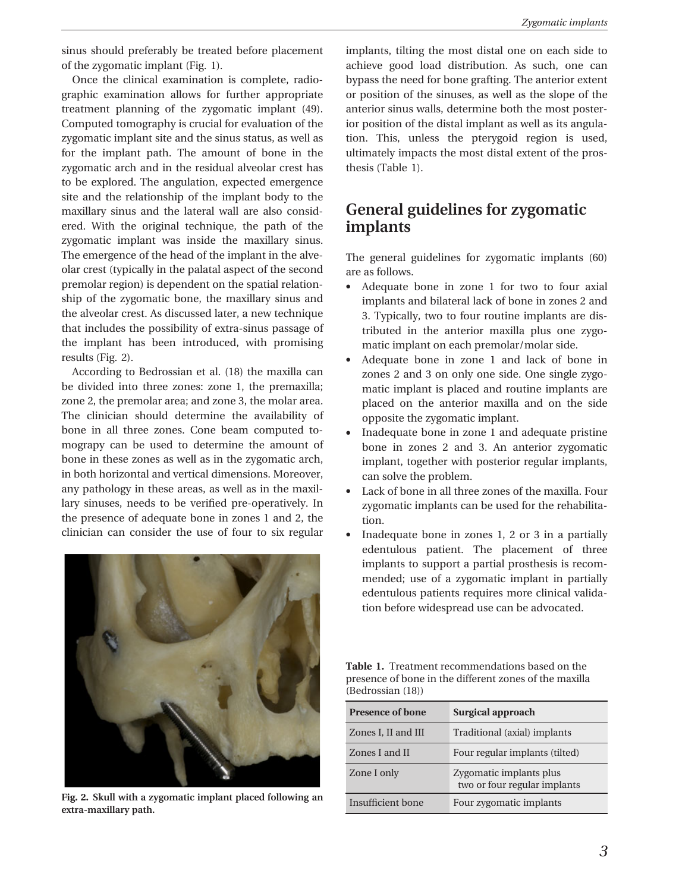sinus should preferably be treated before placement of the zygomatic implant (Fig. 1).

Once the clinical examination is complete, radiographic examination allows for further appropriate treatment planning of the zygomatic implant (49). Computed tomography is crucial for evaluation of the zygomatic implant site and the sinus status, as well as for the implant path. The amount of bone in the zygomatic arch and in the residual alveolar crest has to be explored. The angulation, expected emergence site and the relationship of the implant body to the maxillary sinus and the lateral wall are also considered. With the original technique, the path of the zygomatic implant was inside the maxillary sinus. The emergence of the head of the implant in the alveolar crest (typically in the palatal aspect of the second premolar region) is dependent on the spatial relationship of the zygomatic bone, the maxillary sinus and the alveolar crest. As discussed later, a new technique that includes the possibility of extra-sinus passage of the implant has been introduced, with promising results (Fig. 2).

According to Bedrossian et al. (18) the maxilla can be divided into three zones: zone 1, the premaxilla; zone 2, the premolar area; and zone 3, the molar area. The clinician should determine the availability of bone in all three zones. Cone beam computed tomography can be used to determine the amount of bone in these zones as well as in the zygomatic arch, in both horizontal and vertical dimensions. Moreover, any pathology in these areas, as well as in the maxillary sinuses, needs to be verified pre-operatively. In the presence of adequate bone in zones 1 and 2, the clinician can consider the use of four to six regular implants, tilting the most distal one on each side to achieve good load distribution. As such, one can bypass the need for bone grafting. The anterior extent or position of the sinuses, as well as the slope of the anterior sinus walls, determine both the most posterior position of the distal implant as well as its angulation. This, unless the pterygoid region is used, ultimately impacts the most distal extent of the prosthesis (Table 1).

**Fig. 2. Skull with a zygomatic implant placed following an extra-maxillary path.**

## General guidelines for zygomatic implants

The general guidelines for zygomatic implants (60) are as follows.

- Adequate bone in zone 1 for two to four axial implants and bilateral lack of bone in zones 2 and 3. Typically, two to four routine implants are distributed in the anterior maxilla plus one zygomatic implant on each premolar/molar side.
- Adequate bone in zone 1 and lack of bone in zones 2 and 3 on only one side. One single zygomatic implant is placed and routine implants are placed on the anterior maxilla and on the side opposite the zygomatic implant.
- Inadequate bone in zone 1 and adequate pristine bone in zones 2 and 3. An anterior zygomatic implant, together with posterior regular implants, can solve the problem.
- Lack of bone in all three zones of the maxilla. Four zygomatic implants can be used for the rehabilitation.
- Inadequate bone in zones 1, 2 or 3 in a partially edentulous patient. The placement of three implants to support a partial prosthesis is recommended; use of a zygomatic implant in partially edentulous patients requires more clinical validation before widespread use can be advocated.

**Table 1.** Treatment recommendations based on the presence of bone in the different zones of the maxilla (Bedrossian (18))

| Presence of bone | Surgical approach |
|---|---|
| Zones I, II and III | Traditional (axial) implants |
| Zones I and II | Four regular implants (tilted) |
| Zone I only | Zygomatic implants plus two or four regular implants |
| Insufficient bone | Four zygomatic implants |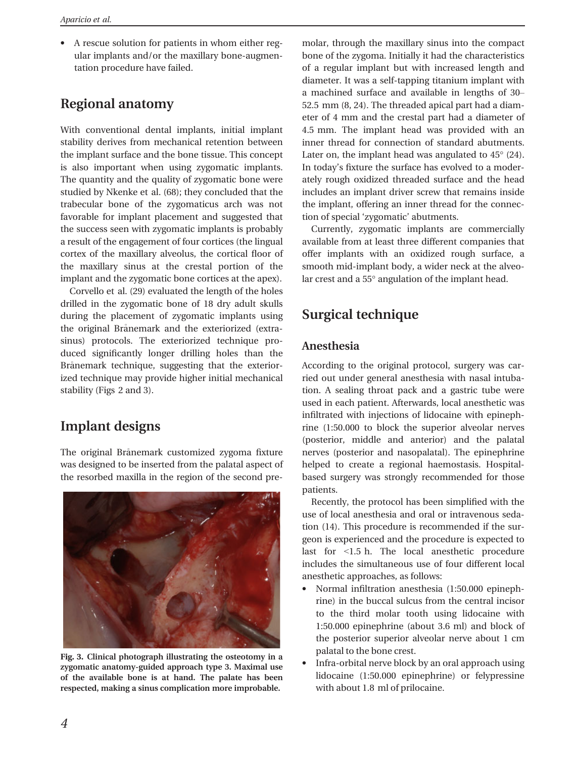- A rescue solution for patients in whom either regular implants and/or the maxillary bone-augmentation procedure have failed.

## Regional anatomy

With conventional dental implants, initial implant stability derives from mechanical retention between the implant surface and the bone tissue. This concept is also important when using zygomatic implants. The quantity and the quality of zygomatic bone were studied by Nkenke et al. (68); they concluded that the trabecular bone of the zygomaticus arch was not favorable for implant placement and suggested that the success seen with zygomatic implants is probably a result of the engagement of four cortices (the lingual cortex of the maxillary alveolus, the cortical floor of the maxillary sinus at the crestal portion of the implant and the zygomatic bone cortices at the apex).

Corvello et al. (29) evaluated the length of the holes drilled in the zygomatic bone of 18 dry adult skulls during the placement of zygomatic implants using the original Brånemark and the exteriorized (extra-sinus) protocols. The exteriorized technique produced significantly longer drilling holes than the Brånemark technique, suggesting that the exteriorized technique may provide higher initial mechanical stability (Figs 2 and 3).

## Implant designs

The original Brånemark customized zygoma fixture was designed to be inserted from the palatal aspect of the resorbed maxilla in the region of the second premolar, through the maxillary sinus into the compact bone of the zygoma. Initially it had the characteristics of a regular implant but with increased length and diameter. It was a self-tapping titanium implant with a machined surface and available in lengths of 30–52.5 mm (8, 24). The threaded apical part had a diameter of 4 mm and the crestal part had a diameter of 4.5 mm. The implant head was provided with an inner thread for connection of standard abutments. Later on, the implant head was angulated to 45° (24). In today's fixture the surface has evolved to a moderately rough oxidized threaded surface and the head includes an implant driver screw that remains inside the implant, offering an inner thread for the connection of special 'zygomatic' abutments.

Currently, zygomatic implants are commercially available from at least three different companies that offer implants with an oxidized rough surface, a smooth mid-implant body, a wider neck at the alveolar crest and a 55° angulation of the implant head.

**Fig. 3. Clinical photograph illustrating the osteotomy in a zygomatic anatomy-guided approach type 3. Maximal use of the available bone is at hand. The palate has been respected, making a sinus complication more improbable.**

## Surgical technique

### Anesthesia

According to the original protocol, surgery was carried out under general anesthesia with nasal intubation. A sealing throat pack and a gastric tube were used in each patient. Afterwards, local anesthetic was infiltrated with injections of lidocaine with epinephrine (1:50.000 to block the superior alveolar nerves (posterior, middle and anterior) and the palatal nerves (posterior and nasopalatal). The epinephrine helped to create a regional haemostasis. Hospital-based surgery was strongly recommended for those patients.

Recently, the protocol has been simplified with the use of local anesthesia and oral or intravenous sedation (14). This procedure is recommended if the surgeon is experienced and the procedure is expected to last for <1.5 h. The local anesthetic procedure includes the simultaneous use of four different local anesthetic approaches, as follows:

- Normal infiltration anesthesia (1:50.000 epinephrine) in the buccal sulcus from the central incisor to the third molar tooth using lidocaine with 1:50.000 epinephrine (about 3.6 ml) and block of the posterior superior alveolar nerve about 1 cm palatal to the bone crest.
- Infra-orbital nerve block by an oral approach using lidocaine (1:50.000 epinephrine) or felypressine with about 1.8 ml of prilocaine.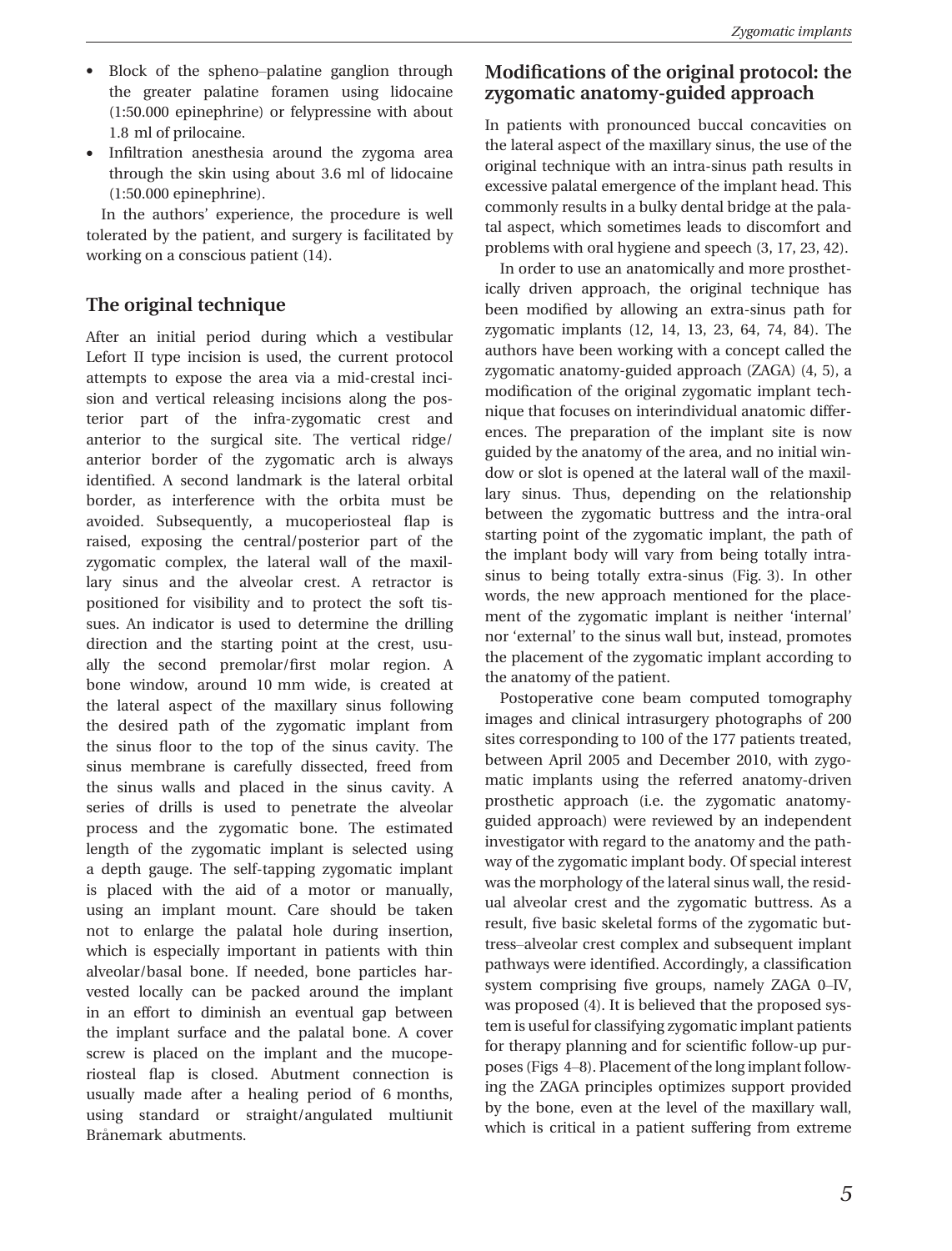- Block of the spheno–palatine ganglion through the greater palatine foramen using lidocaine (1:50.000 epinephrine) or felypressine with about 1.8 ml of prilocaine.
- Infiltration anesthesia around the zygoma area through the skin using about 3.6 ml of lidocaine (1:50.000 epinephrine).

In the authors' experience, the procedure is well tolerated by the patient, and surgery is facilitated by working on a conscious patient (14).

## The original technique

After an initial period during which a vestibular Lefort II type incision is used, the current protocol attempts to expose the area via a mid-crestal incision and vertical releasing incisions along the posterior part of the infra-zygomatic crest and anterior to the surgical site. The vertical ridge/anterior border of the zygomatic arch is always identified. A second landmark is the lateral orbital border, as interference with the orbita must be avoided. Subsequently, a mucoperiosteal flap is raised, exposing the central/posterior part of the zygomatic complex, the lateral wall of the maxillary sinus and the alveolar crest. A retractor is positioned for visibility and to protect the soft tissues. An indicator is used to determine the drilling direction and the starting point at the crest, usually the second premolar/first molar region. A bone window, around 10 mm wide, is created at the lateral aspect of the maxillary sinus following the desired path of the zygomatic implant from the sinus floor to the top of the sinus cavity. The sinus membrane is carefully dissected, freed from the sinus walls and placed in the sinus cavity. A series of drills is used to penetrate the alveolar process and the zygomatic bone. The estimated length of the zygomatic implant is selected using a depth gauge. The self-tapping zygomatic implant is placed with the aid of a motor or manually, using an implant mount. Care should be taken not to enlarge the palatal hole during insertion, which is especially important in patients with thin alveolar/basal bone. If needed, bone particles harvested locally can be packed around the implant in an effort to diminish an eventual gap between the implant surface and the palatal bone. A cover screw is placed on the implant and the mucoperiosteal flap is closed. Abutment connection is usually made after a healing period of 6 months, using standard or straight/angulated multiunit Brånemark abutments.

## Modifications of the original protocol: the zygomatic anatomy-guided approach

In patients with pronounced buccal concavities on the lateral aspect of the maxillary sinus, the use of the original technique with an intra-sinus path results in excessive palatal emergence of the implant head. This commonly results in a bulky dental bridge at the palatal aspect, which sometimes leads to discomfort and problems with oral hygiene and speech (3, 17, 23, 42).

In order to use an anatomically and more prosthetically driven approach, the original technique has been modified by allowing an extra-sinus path for zygomatic implants (12, 14, 13, 23, 64, 74, 84). The authors have been working with a concept called the zygomatic anatomy-guided approach (ZAGA) (4, 5), a modification of the original zygomatic implant technique that focuses on interindividual anatomic differences. The preparation of the implant site is now guided by the anatomy of the area, and no initial window or slot is opened at the lateral wall of the maxillary sinus. Thus, depending on the relationship between the zygomatic buttress and the intra-oral starting point of the zygomatic implant, the path of the implant body will vary from being totally intra-sinus to being totally extra-sinus (Fig. 3). In other words, the new approach mentioned for the placement of the zygomatic implant is neither 'internal' nor 'external' to the sinus wall but, instead, promotes the placement of the zygomatic implant according to the anatomy of the patient.

Postoperative cone beam computed tomography images and clinical intrasurgery photographs of 200 sites corresponding to 100 of the 177 patients treated, between April 2005 and December 2010, with zygomatic implants using the referred anatomy-driven prosthetic approach (i.e. the zygomatic anatomy-guided approach) were reviewed by an independent investigator with regard to the anatomy and the pathway of the zygomatic implant body. Of special interest was the morphology of the lateral sinus wall, the residual alveolar crest and the zygomatic buttress. As a result, five basic skeletal forms of the zygomatic buttress–alveolar crest complex and subsequent implant pathways were identified. Accordingly, a classification system comprising five groups, namely ZAGA 0–IV, was proposed (4). It is believed that the proposed system is useful for classifying zygomatic implant patients for therapy planning and for scientific follow-up purposes (Figs 4–8). Placement of the long implant following the ZAGA principles optimizes support provided by the bone, even at the level of the maxillary wall, which is critical in a patient suffering from extreme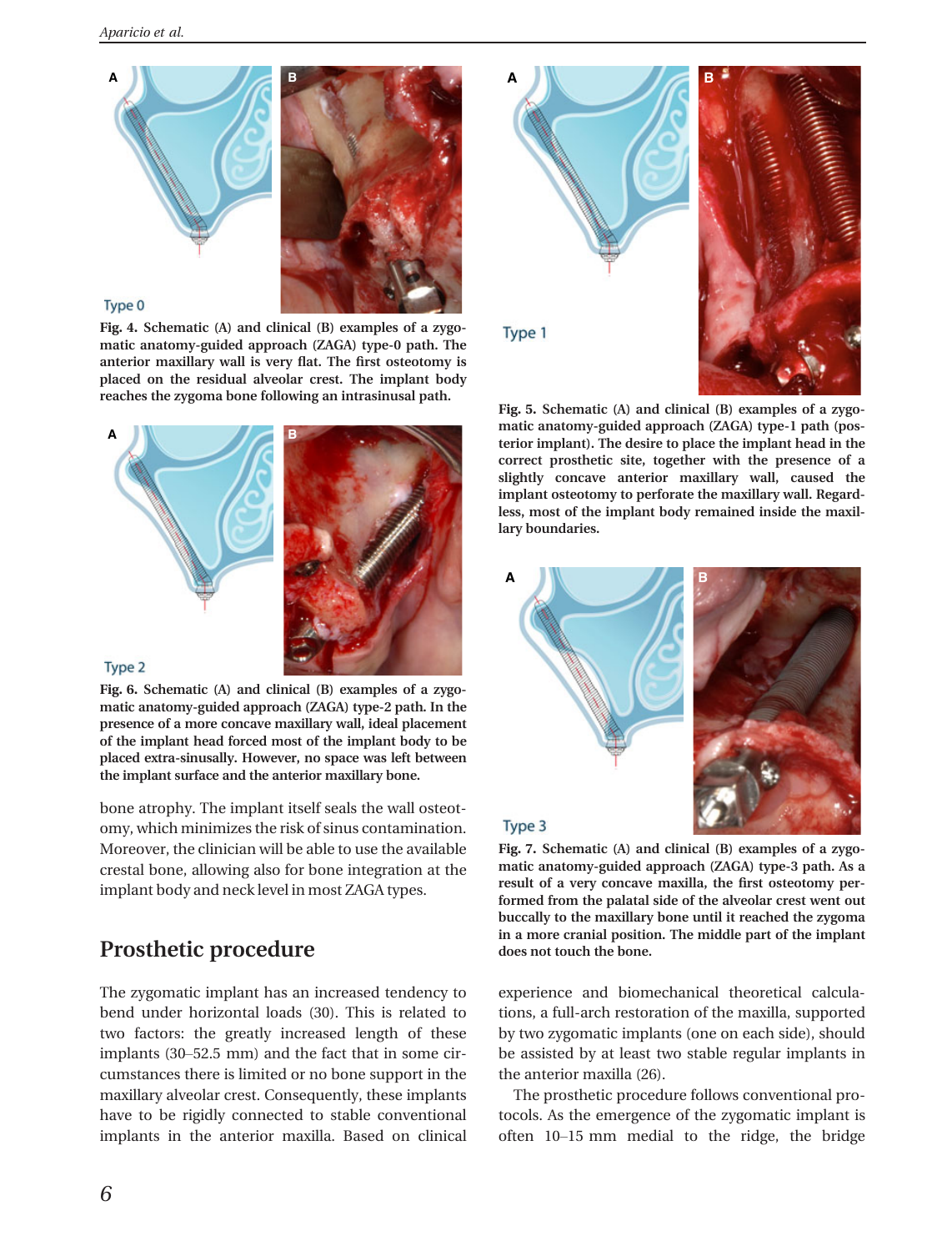Type 0

**Fig. 4. Schematic (A) and clinical (B) examples of a zygomatic anatomy-guided approach (ZAGA) type-0 path. The anterior maxillary wall is very flat. The first osteotomy is placed on the residual alveolar crest. The implant body reaches the zygoma bone following an intrasinusal path.**

Type 2

**Fig. 6. Schematic (A) and clinical (B) examples of a zygomatic anatomy-guided approach (ZAGA) type-2 path. In the presence of a more concave maxillary wall, ideal placement of the implant head forced most of the implant body to be placed extra-sinusally. However, no space was left between the implant surface and the anterior maxillary bone.**

bone atrophy. The implant itself seals the wall osteotomy, which minimizes the risk of sinus contamination. Moreover, the clinician will be able to use the available crestal bone, allowing also for bone integration at the implant body and neck level in most ZAGA types.

Type 1

**Fig. 5. Schematic (A) and clinical (B) examples of a zygomatic anatomy-guided approach (ZAGA) type-1 path (posterior implant). The desire to place the implant head in the correct prosthetic site, together with the presence of a slightly concave anterior maxillary wall, caused the implant osteotomy to perforate the maxillary wall. Regardless, most of the implant body remained inside the maxillary boundaries.**

Type 3

**Fig. 7. Schematic (A) and clinical (B) examples of a zygomatic anatomy-guided approach (ZAGA) type-3 path. As a result of a very concave maxilla, the first osteotomy performed from the palatal side of the alveolar crest went out buccally to the maxillary bone until it reached the zygoma in a more cranial position. The middle part of the implant does not touch the bone.**

## Prosthetic procedure

The zygomatic implant has an increased tendency to bend under horizontal loads (30). This is related to two factors: the greatly increased length of these implants (30–52.5 mm) and the fact that in some circumstances there is limited or no bone support in the maxillary alveolar crest. Consequently, these implants have to be rigidly connected to stable conventional implants in the anterior maxilla. Based on clinical experience and biomechanical theoretical calculations, a full-arch restoration of the maxilla, supported by two zygomatic implants (one on each side), should be assisted by at least two stable regular implants in the anterior maxilla (26).

The prosthetic procedure follows conventional protocols. As the emergence of the zygomatic implant is often 10–15 mm medial to the ridge, the bridge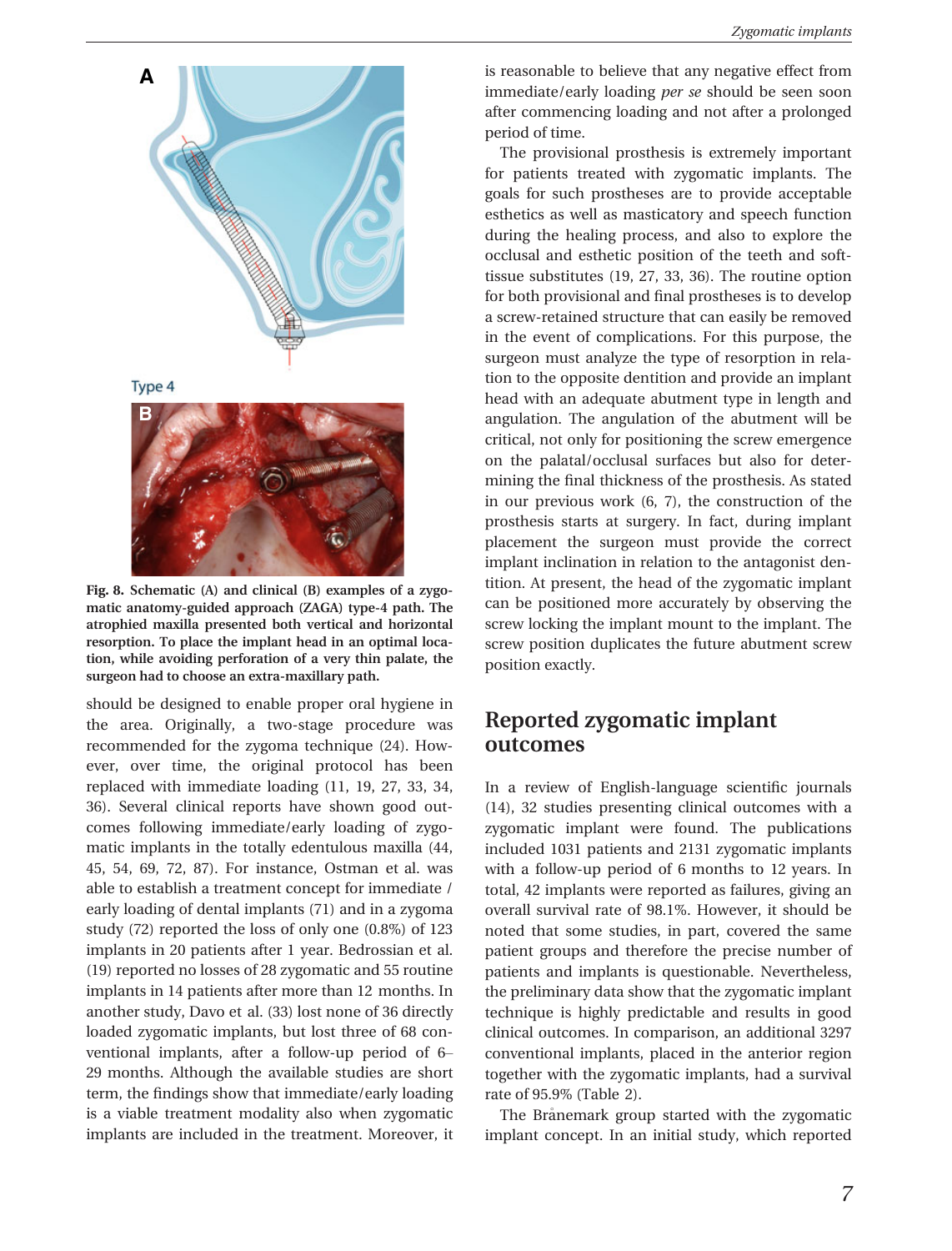Type 4

**Fig. 8. Schematic (A) and clinical (B) examples of a zygomatic anatomy-guided approach (ZAGA) type-4 path. The atrophied maxilla presented both vertical and horizontal resorption. To place the implant head in an optimal location, while avoiding perforation of a very thin palate, the surgeon had to choose an extra-maxillary path.**

should be designed to enable proper oral hygiene in the area. Originally, a two-stage procedure was recommended for the zygoma technique (24). However, over time, the original protocol has been replaced with immediate loading (11, 19, 27, 33, 34, 36). Several clinical reports have shown good outcomes following immediate/early loading of zygomatic implants in the totally edentulous maxilla (44, 45, 54, 69, 72, 87). For instance, Ostman et al. was able to establish a treatment concept for immediate / early loading of dental implants (71) and in a zygoma study (72) reported the loss of only one (0.8%) of 123 implants in 20 patients after 1 year. Bedrossian et al. (19) reported no losses of 28 zygomatic and 55 routine implants in 14 patients after more than 12 months. In another study, Davo et al. (33) lost none of 36 directly loaded zygomatic implants, but lost three of 68 conventional implants, after a follow-up period of 6–29 months. Although the available studies are short term, the findings show that immediate/early loading is a viable treatment modality also when zygomatic implants are included in the treatment. Moreover, it is reasonable to believe that any negative effect from immediate/early loading *per se* should be seen soon after commencing loading and not after a prolonged period of time.

The provisional prosthesis is extremely important for patients treated with zygomatic implants. The goals for such prostheses are to provide acceptable esthetics as well as masticatory and speech function during the healing process, and also to explore the occlusal and esthetic position of the teeth and soft-tissue substitutes (19, 27, 33, 36). The routine option for both provisional and final prostheses is to develop a screw-retained structure that can easily be removed in the event of complications. For this purpose, the surgeon must analyze the type of resorption in relation to the opposite dentition and provide an implant head with an adequate abutment type in length and angulation. The angulation of the abutment will be critical, not only for positioning the screw emergence on the palatal/occlusal surfaces but also for determining the final thickness of the prosthesis. As stated in our previous work (6, 7), the construction of the prosthesis starts at surgery. In fact, during implant placement the surgeon must provide the correct implant inclination in relation to the antagonist dentition. At present, the head of the zygomatic implant can be positioned more accurately by observing the screw locking the implant mount to the implant. The screw position duplicates the future abutment screw position exactly.

## Reported zygomatic implant outcomes

In a review of English-language scientific journals (14), 32 studies presenting clinical outcomes with a zygomatic implant were found. The publications included 1031 patients and 2131 zygomatic implants with a follow-up period of 6 months to 12 years. In total, 42 implants were reported as failures, giving an overall survival rate of 98.1%. However, it should be noted that some studies, in part, covered the same patient groups and therefore the precise number of patients and implants is questionable. Nevertheless, the preliminary data show that the zygomatic implant technique is highly predictable and results in good clinical outcomes. In comparison, an additional 3297 conventional implants, placed in the anterior region together with the zygomatic implants, had a survival rate of 95.9% (Table 2).

The Brånemark group started with the zygomatic implant concept. In an initial study, which reported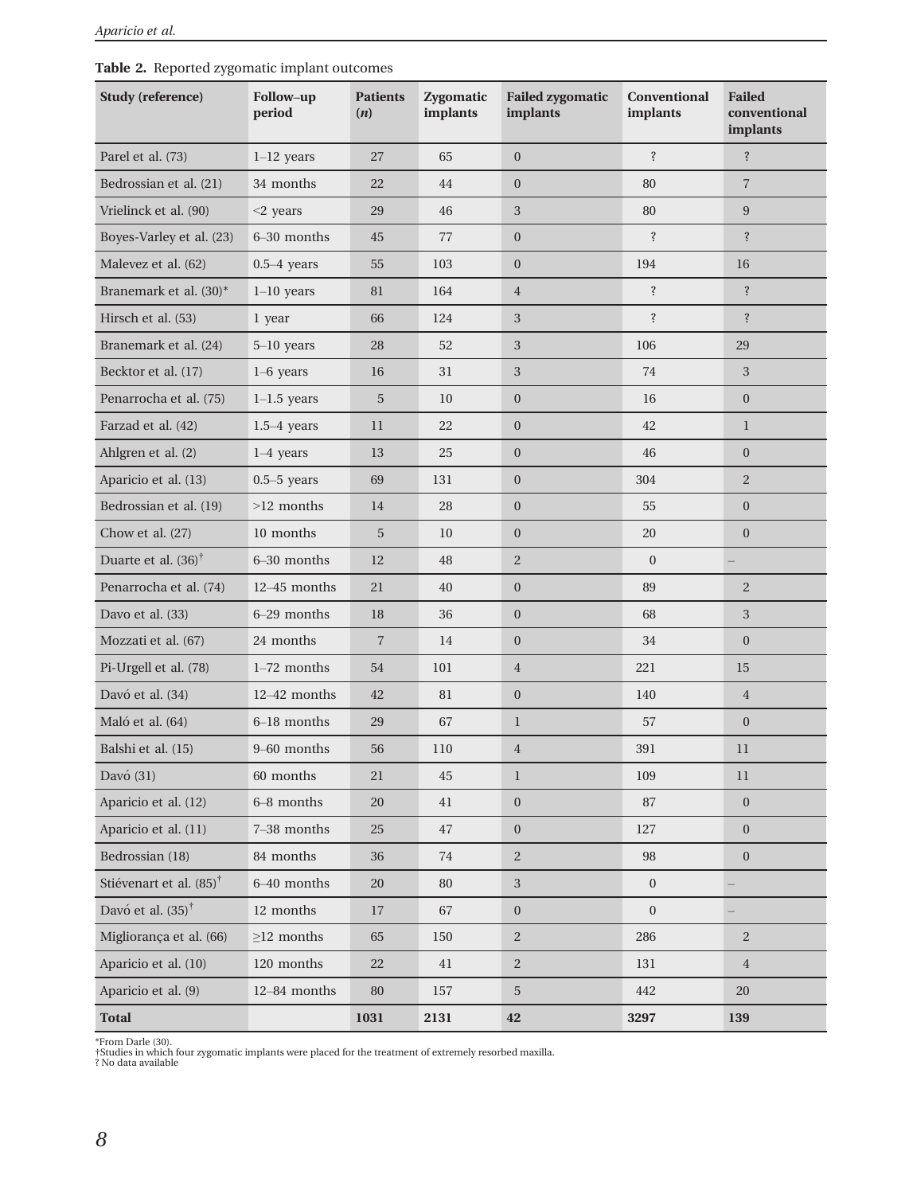**Table 2.** Reported zygomatic implant outcomes

| Study (reference) | Follow–up period | Patients (*n*) | Zygomatic implants | Failed zygomatic implants | Conventional implants | Failed conventional implants |
|---|---|---|---|---|---|---|
| Parel et al. (73) | 1–12 years | 27 | 65 | 0 | ? | ? |
| Bedrossian et al. (21) | 34 months | 22 | 44 | 0 | 80 | 7 |
| Vrielinck et al. (90) | <2 years | 29 | 46 | 3 | 80 | 9 |
| Boyes-Varley et al. (23) | 6–30 months | 45 | 77 | 0 | ? | ? |
| Malevez et al. (62) | 0.5–4 years | 55 | 103 | 0 | 194 | 16 |
| Branemark et al. (30)* | 1–10 years | 81 | 164 | 4 | ? | ? |
| Hirsch et al. (53) | 1 year | 66 | 124 | 3 | ? | ? |
| Branemark et al. (24) | 5–10 years | 28 | 52 | 3 | 106 | 29 |
| Becktor et al. (17) | 1–6 years | 16 | 31 | 3 | 74 | 3 |
| Penarrocha et al. (75) | 1–1.5 years | 5 | 10 | 0 | 16 | 0 |
| Farzad et al. (42) | 1.5–4 years | 11 | 22 | 0 | 42 | 1 |
| Ahlgren et al. (2) | 1–4 years | 13 | 25 | 0 | 46 | 0 |
| Aparicio et al. (13) | 0.5–5 years | 69 | 131 | 0 | 304 | 2 |
| Bedrossian et al. (19) | >12 months | 14 | 28 | 0 | 55 | 0 |
| Chow et al. (27) | 10 months | 5 | 10 | 0 | 20 | 0 |
| Duarte et al. (36)† | 6–30 months | 12 | 48 | 2 | 0 | – |
| Penarrocha et al. (74) | 12–45 months | 21 | 40 | 0 | 89 | 2 |
| Davo et al. (33) | 6–29 months | 18 | 36 | 0 | 68 | 3 |
| Mozzati et al. (67) | 24 months | 7 | 14 | 0 | 34 | 0 |
| Pi-Urgell et al. (78) | 1–72 months | 54 | 101 | 4 | 221 | 15 |
| Davó et al. (34) | 12–42 months | 42 | 81 | 0 | 140 | 4 |
| Maló et al. (64) | 6–18 months | 29 | 67 | 1 | 57 | 0 |
| Balshi et al. (15) | 9–60 months | 56 | 110 | 4 | 391 | 11 |
| Davó (31) | 60 months | 21 | 45 | 1 | 109 | 11 |
| Aparicio et al. (12) | 6–8 months | 20 | 41 | 0 | 87 | 0 |
| Aparicio et al. (11) | 7–38 months | 25 | 47 | 0 | 127 | 0 |
| Bedrossian (18) | 84 months | 36 | 74 | 2 | 98 | 0 |
| Stiévenart et al. (85)† | 6–40 months | 20 | 80 | 3 | 0 | – |
| Davó et al. (35)† | 12 months | 17 | 67 | 0 | 0 | – |
| Migliorança et al. (66) | ≥12 months | 65 | 150 | 2 | 286 | 2 |
| Aparicio et al. (10) | 120 months | 22 | 41 | 2 | 131 | 4 |
| Aparicio et al. (9) | 12–84 months | 80 | 157 | 5 | 442 | 20 |
| **Total** | | **1031** | **2131** | **42** | **3297** | **139** |

*From Darle (30).
†Studies in which four zygomatic implants were placed for the treatment of extremely resorbed maxilla.
? No data available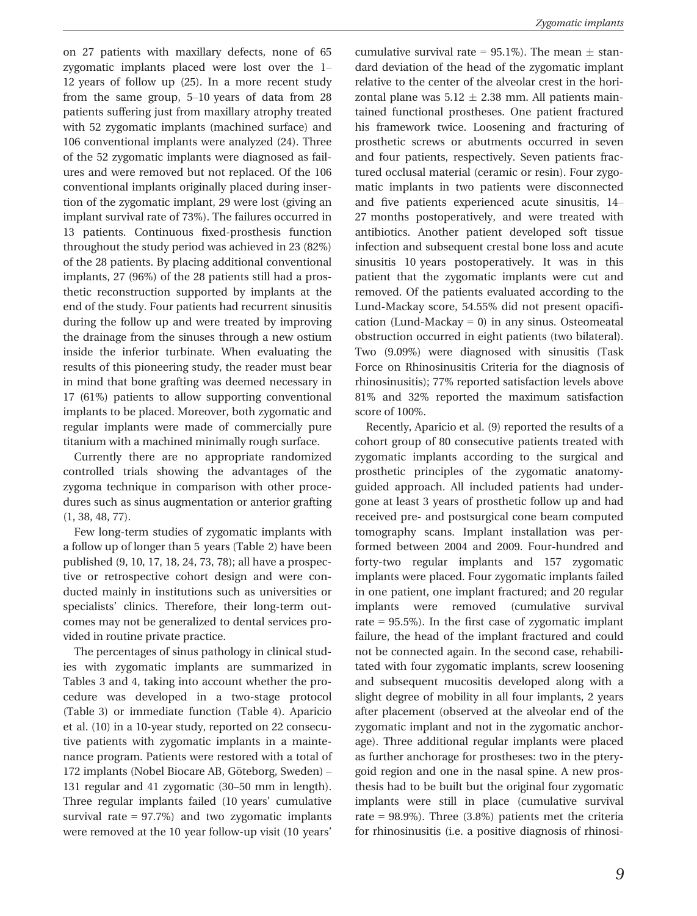on 27 patients with maxillary defects, none of 65 zygomatic implants placed were lost over the 1–12 years of follow up (25). In a more recent study from the same group, 5–10 years of data from 28 patients suffering just from maxillary atrophy treated with 52 zygomatic implants (machined surface) and 106 conventional implants were analyzed (24). Three of the 52 zygomatic implants were diagnosed as failures and were removed but not replaced. Of the 106 conventional implants originally placed during insertion of the zygomatic implant, 29 were lost (giving an implant survival rate of 73%). The failures occurred in 13 patients. Continuous fixed-prosthesis function throughout the study period was achieved in 23 (82%) of the 28 patients. By placing additional conventional implants, 27 (96%) of the 28 patients still had a prosthetic reconstruction supported by implants at the end of the study. Four patients had recurrent sinusitis during the follow up and were treated by improving the drainage from the sinuses through a new ostium inside the inferior turbinate. When evaluating the results of this pioneering study, the reader must bear in mind that bone grafting was deemed necessary in 17 (61%) patients to allow supporting conventional implants to be placed. Moreover, both zygomatic and regular implants were made of commercially pure titanium with a machined minimally rough surface.

Currently there are no appropriate randomized controlled trials showing the advantages of the zygoma technique in comparison with other procedures such as sinus augmentation or anterior grafting (1, 38, 48, 77).

Few long-term studies of zygomatic implants with a follow up of longer than 5 years (Table 2) have been published (9, 10, 17, 18, 24, 73, 78); all have a prospective or retrospective cohort design and were conducted mainly in institutions such as universities or specialists' clinics. Therefore, their long-term outcomes may not be generalized to dental services provided in routine private practice.

The percentages of sinus pathology in clinical studies with zygomatic implants are summarized in Tables 3 and 4, taking into account whether the procedure was developed in a two-stage protocol (Table 3) or immediate function (Table 4). Aparicio et al. (10) in a 10-year study, reported on 22 consecutive patients with zygomatic implants in a maintenance program. Patients were restored with a total of 172 implants (Nobel Biocare AB, Göteborg, Sweden) – 131 regular and 41 zygomatic (30–50 mm in length). Three regular implants failed (10 years' cumulative survival rate = 97.7%) and two zygomatic implants were removed at the 10 year follow-up visit (10 years' cumulative survival rate = 95.1%). The mean ± standard deviation of the head of the zygomatic implant relative to the center of the alveolar crest in the horizontal plane was 5.12 ± 2.38 mm. All patients maintained functional prostheses. One patient fractured his framework twice. Loosening and fracturing of prosthetic screws or abutments occurred in seven and four patients, respectively. Seven patients fractured occlusal material (ceramic or resin). Four zygomatic implants in two patients were disconnected and five patients experienced acute sinusitis, 14–27 months postoperatively, and were treated with antibiotics. Another patient developed soft tissue infection and subsequent crestal bone loss and acute sinusitis 10 years postoperatively. It was in this patient that the zygomatic implants were cut and removed. Of the patients evaluated according to the Lund-Mackay score, 54.55% did not present opacification (Lund-Mackay = 0) in any sinus. Osteomeatal obstruction occurred in eight patients (two bilateral). Two (9.09%) were diagnosed with sinusitis (Task Force on Rhinosinusitis Criteria for the diagnosis of rhinosinusitis); 77% reported satisfaction levels above 81% and 32% reported the maximum satisfaction score of 100%.

Recently, Aparicio et al. (9) reported the results of a cohort group of 80 consecutive patients treated with zygomatic implants according to the surgical and prosthetic principles of the zygomatic anatomy-guided approach. All included patients had undergone at least 3 years of prosthetic follow up and had received pre- and postsurgical cone beam computed tomography scans. Implant installation was performed between 2004 and 2009. Four-hundred and forty-two regular implants and 157 zygomatic implants were placed. Four zygomatic implants failed in one patient, one implant fractured; and 20 regular implants were removed (cumulative survival rate = 95.5%). In the first case of zygomatic implant failure, the head of the implant fractured and could not be connected again. In the second case, rehabilitated with four zygomatic implants, screw loosening and subsequent mucositis developed along with a slight degree of mobility in all four implants, 2 years after placement (observed at the alveolar end of the zygomatic implant and not in the zygomatic anchorage). Three additional regular implants were placed as further anchorage for prostheses: two in the pterygoid region and one in the nasal spine. A new prosthesis had to be built but the original four zygomatic implants were still in place (cumulative survival rate = 98.9%). Three (3.8%) patients met the criteria for rhinosinusitis (i.e. a positive diagnosis of rhinosi-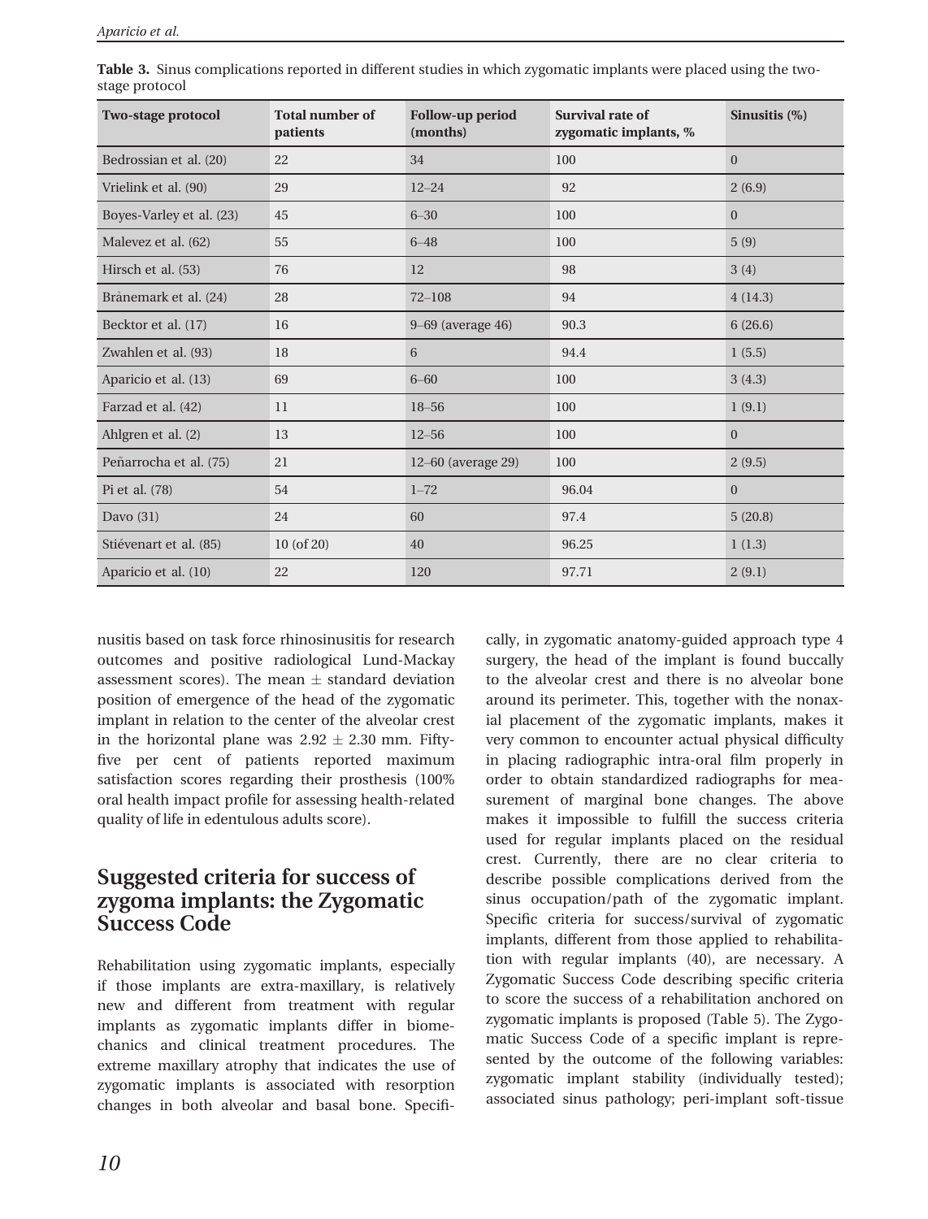**Table 3.** Sinus complications reported in different studies in which zygomatic implants were placed using the two-stage protocol

| Two-stage protocol | Total number of patients | Follow-up period (months) | Survival rate of zygomatic implants, % | Sinusitis (%) |
|---|---|---|---|---|
| Bedrossian et al. (20) | 22 | 34 | 100 | 0 |
| Vrielink et al. (90) | 29 | 12–24 | 92 | 2 (6.9) |
| Boyes-Varley et al. (23) | 45 | 6–30 | 100 | 0 |
| Malevez et al. (62) | 55 | 6–48 | 100 | 5 (9) |
| Hirsch et al. (53) | 76 | 12 | 98 | 3 (4) |
| Brånemark et al. (24) | 28 | 72–108 | 94 | 4 (14.3) |
| Becktor et al. (17) | 16 | 9–69 (average 46) | 90.3 | 6 (26.6) |
| Zwahlen et al. (93) | 18 | 6 | 94.4 | 1 (5.5) |
| Aparicio et al. (13) | 69 | 6–60 | 100 | 3 (4.3) |
| Farzad et al. (42) | 11 | 18–56 | 100 | 1 (9.1) |
| Ahlgren et al. (2) | 13 | 12–56 | 100 | 0 |
| Peñarrocha et al. (75) | 21 | 12–60 (average 29) | 100 | 2 (9.5) |
| Pi et al. (78) | 54 | 1–72 | 96.04 | 0 |
| Davo (31) | 24 | 60 | 97.4 | 5 (20.8) |
| Stiévenart et al. (85) | 10 (of 20) | 40 | 96.25 | 1 (1.3) |
| Aparicio et al. (10) | 22 | 120 | 97.71 | 2 (9.1) |

nusitis based on task force rhinosinusitis for research outcomes and positive radiological Lund-Mackay assessment scores). The mean ± standard deviation position of emergence of the head of the zygomatic implant in relation to the center of the alveolar crest in the horizontal plane was 2.92 ± 2.30 mm. Fifty-five per cent of patients reported maximum satisfaction scores regarding their prosthesis (100% oral health impact profile for assessing health-related quality of life in edentulous adults score).

## Suggested criteria for success of zygoma implants: the Zygomatic Success Code

Rehabilitation using zygomatic implants, especially if those implants are extra-maxillary, is relatively new and different from treatment with regular implants as zygomatic implants differ in biomechanics and clinical treatment procedures. The extreme maxillary atrophy that indicates the use of zygomatic implants is associated with resorption changes in both alveolar and basal bone. Specifically, in zygomatic anatomy-guided approach type 4 surgery, the head of the implant is found buccally to the alveolar crest and there is no alveolar bone around its perimeter. This, together with the nonaxial placement of the zygomatic implants, makes it very common to encounter actual physical difficulty in placing radiographic intra-oral film properly in order to obtain standardized radiographs for measurement of marginal bone changes. The above makes it impossible to fulfill the success criteria used for regular implants placed on the residual crest. Currently, there are no clear criteria to describe possible complications derived from the sinus occupation/path of the zygomatic implant. Specific criteria for success/survival of zygomatic implants, different from those applied to rehabilitation with regular implants (40), are necessary. A Zygomatic Success Code describing specific criteria to score the success of a rehabilitation anchored on zygomatic implants is proposed (Table 5). The Zygomatic Success Code of a specific implant is represented by the outcome of the following variables: zygomatic implant stability (individually tested); associated sinus pathology; peri-implant soft-tissue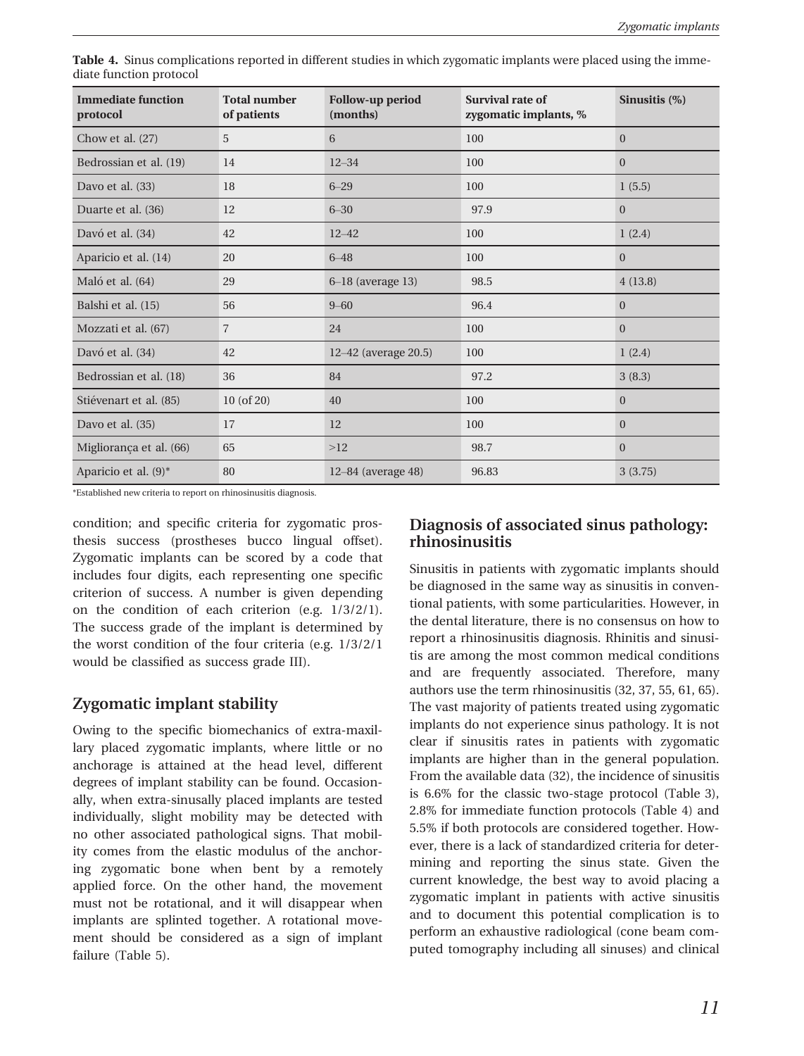**Table 4.** Sinus complications reported in different studies in which zygomatic implants were placed using the immediate function protocol

| Immediate function protocol | Total number of patients | Follow-up period (months) | Survival rate of zygomatic implants, % | Sinusitis (%) |
|---|---|---|---|---|
| Chow et al. (27) | 5 | 6 | 100 | 0 |
| Bedrossian et al. (19) | 14 | 12–34 | 100 | 0 |
| Davo et al. (33) | 18 | 6–29 | 100 | 1 (5.5) |
| Duarte et al. (36) | 12 | 6–30 | 97.9 | 0 |
| Davó et al. (34) | 42 | 12–42 | 100 | 1 (2.4) |
| Aparicio et al. (14) | 20 | 6–48 | 100 | 0 |
| Maló et al. (64) | 29 | 6–18 (average 13) | 98.5 | 4 (13.8) |
| Balshi et al. (15) | 56 | 9–60 | 96.4 | 0 |
| Mozzati et al. (67) | 7 | 24 | 100 | 0 |
| Davó et al. (34) | 42 | 12–42 (average 20.5) | 100 | 1 (2.4) |
| Bedrossian et al. (18) | 36 | 84 | 97.2 | 3 (8.3) |
| Stiévenart et al. (85) | 10 (of 20) | 40 | 100 | 0 |
| Davo et al. (35) | 17 | 12 | 100 | 0 |
| Migliorança et al. (66) | 65 | >12 | 98.7 | 0 |
| Aparicio et al. (9)* | 80 | 12–84 (average 48) | 96.83 | 3 (3.75) |

*Established new criteria to report on rhinosinusitis diagnosis.

condition; and specific criteria for zygomatic prosthesis success (prostheses bucco lingual offset). Zygomatic implants can be scored by a code that includes four digits, each representing one specific criterion of success. A number is given depending on the condition of each criterion (e.g. 1/3/2/1). The success grade of the implant is determined by the worst condition of the four criteria (e.g. 1/3/2/1 would be classified as success grade III).

## Zygomatic implant stability

Owing to the specific biomechanics of extra-maxillary placed zygomatic implants, where little or no anchorage is attained at the head level, different degrees of implant stability can be found. Occasionally, when extra-sinusally placed implants are tested individually, slight mobility may be detected with no other associated pathological signs. That mobility comes from the elastic modulus of the anchoring zygomatic bone when bent by a remotely applied force. On the other hand, the movement must not be rotational, and it will disappear when implants are splinted together. A rotational movement should be considered as a sign of implant failure (Table 5).

## Diagnosis of associated sinus pathology: rhinosinusitis

Sinusitis in patients with zygomatic implants should be diagnosed in the same way as sinusitis in conventional patients, with some particularities. However, in the dental literature, there is no consensus on how to report a rhinosinusitis diagnosis. Rhinitis and sinusitis are among the most common medical conditions and are frequently associated. Therefore, many authors use the term rhinosinusitis (32, 37, 55, 61, 65). The vast majority of patients treated using zygomatic implants do not experience sinus pathology. It is not clear if sinusitis rates in patients with zygomatic implants are higher than in the general population. From the available data (32), the incidence of sinusitis is 6.6% for the classic two-stage protocol (Table 3), 2.8% for immediate function protocols (Table 4) and 5.5% if both protocols are considered together. However, there is a lack of standardized criteria for determining and reporting the sinus state. Given the current knowledge, the best way to avoid placing a zygomatic implant in patients with active sinusitis and to document this potential complication is to perform an exhaustive radiological (cone beam computed tomography including all sinuses) and clinical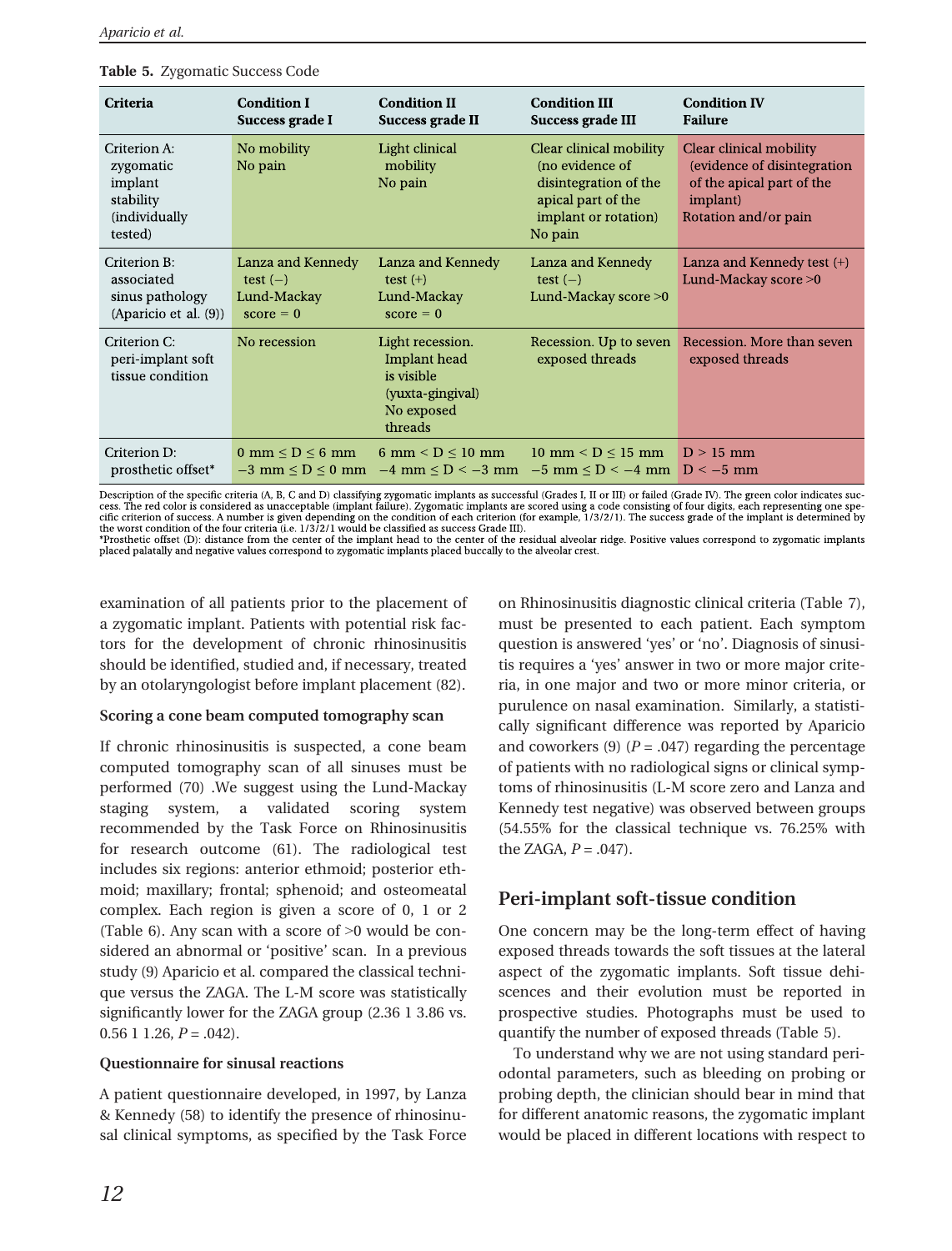**Table 5.** Zygomatic Success Code

| Criteria | Condition I<br>Success grade I | Condition II<br>Success grade II | Condition III<br>Success grade III | Condition IV<br>Failure |
|---|---|---|---|---|
| Criterion A: zygomatic implant stability (individually tested) | No mobility<br>No pain | Light clinical mobility<br>No pain | Clear clinical mobility (no evidence of disintegration of the apical part of the implant or rotation)<br>No pain | Clear clinical mobility (evidence of disintegration of the apical part of the implant)<br>Rotation and/or pain |
| Criterion B: associated sinus pathology (Aparicio et al. (9)) | Lanza and Kennedy test (−)<br>Lund-Mackay score = 0 | Lanza and Kennedy test (+)<br>Lund-Mackay score = 0 | Lanza and Kennedy test (−)<br>Lund-Mackay score >0 | Lanza and Kennedy test (+)<br>Lund-Mackay score >0 |
| Criterion C: peri-implant soft tissue condition | No recession | Light recession. Implant head is visible (yuxta-gingival)<br>No exposed threads | Recession. Up to seven exposed threads | Recession. More than seven exposed threads |
| Criterion D: prosthetic offset* | $0 \text{ mm} \leq D \leq 6 \text{ mm}$<br>$-3 \text{ mm} \leq D \leq 0 \text{ mm}$ | $6 \text{ mm} < D \leq 10 \text{ mm}$<br>$-4 \text{ mm} \leq D < -3 \text{ mm}$ | $10 \text{ mm} < D \leq 15 \text{ mm}$<br>$-5 \text{ mm} \leq D < -4 \text{ mm}$ | $D > 15 \text{ mm}$<br>$D < -5 \text{ mm}$ |

Description of the specific criteria (A, B, C and D) classifying zygomatic implants as successful (Grades I, II or III) or failed (Grade IV). The green color indicates success. The red color is considered as unacceptable (implant failure). Zygomatic implants are scored using a code consisting of four digits, each representing one specific criterion of success. A number is given depending on the condition of each criterion (for example, 1/3/2/1). The success grade of the implant is determined by the worst condition of the four criteria (i.e. 1/3/2/1 would be classified as success Grade III).

*Prosthetic offset (D): distance from the center of the implant head to the center of the residual alveolar ridge. Positive values correspond to zygomatic implants placed palatally and negative values correspond to zygomatic implants placed buccally to the alveolar crest.

examination of all patients prior to the placement of a zygomatic implant. Patients with potential risk factors for the development of chronic rhinosinusitis should be identified, studied and, if necessary, treated by an otolaryngologist before implant placement (82).

**Scoring a cone beam computed tomography scan**

If chronic rhinosinusitis is suspected, a cone beam computed tomography scan of all sinuses must be performed (70) .We suggest using the Lund-Mackay staging system, a validated scoring system recommended by the Task Force on Rhinosinusitis for research outcome (61). The radiological test includes six regions: anterior ethmoid; posterior ethmoid; maxillary; frontal; sphenoid; and osteomeatal complex. Each region is given a score of 0, 1 or 2 (Table 6). Any scan with a score of >0 would be considered an abnormal or 'positive' scan. In a previous study (9) Aparicio et al. compared the classical technique versus the ZAGA. The L-M score was statistically significantly lower for the ZAGA group (2.36 1 3.86 vs. 0.56 1 1.26, $P = .042$).

**Questionnaire for sinusal reactions**

A patient questionnaire developed, in 1997, by Lanza & Kennedy (58) to identify the presence of rhinosinusal clinical symptoms, as specified by the Task Force on Rhinosinusitis diagnostic clinical criteria (Table 7), must be presented to each patient. Each symptom question is answered 'yes' or 'no'. Diagnosis of sinusitis requires a 'yes' answer in two or more major criteria, in one major and two or more minor criteria, or purulence on nasal examination. Similarly, a statistically significant difference was reported by Aparicio and coworkers (9) ($P = .047$) regarding the percentage of patients with no radiological signs or clinical symptoms of rhinosinusitis (L-M score zero and Lanza and Kennedy test negative) was observed between groups (54.55% for the classical technique vs. 76.25% with the ZAGA, $P = .047$).

## Peri-implant soft-tissue condition

One concern may be the long-term effect of having exposed threads towards the soft tissues at the lateral aspect of the zygomatic implants. Soft tissue dehiscences and their evolution must be reported in prospective studies. Photographs must be used to quantify the number of exposed threads (Table 5).

To understand why we are not using standard periodontal parameters, such as bleeding on probing or probing depth, the clinician should bear in mind that for different anatomic reasons, the zygomatic implant would be placed in different locations with respect to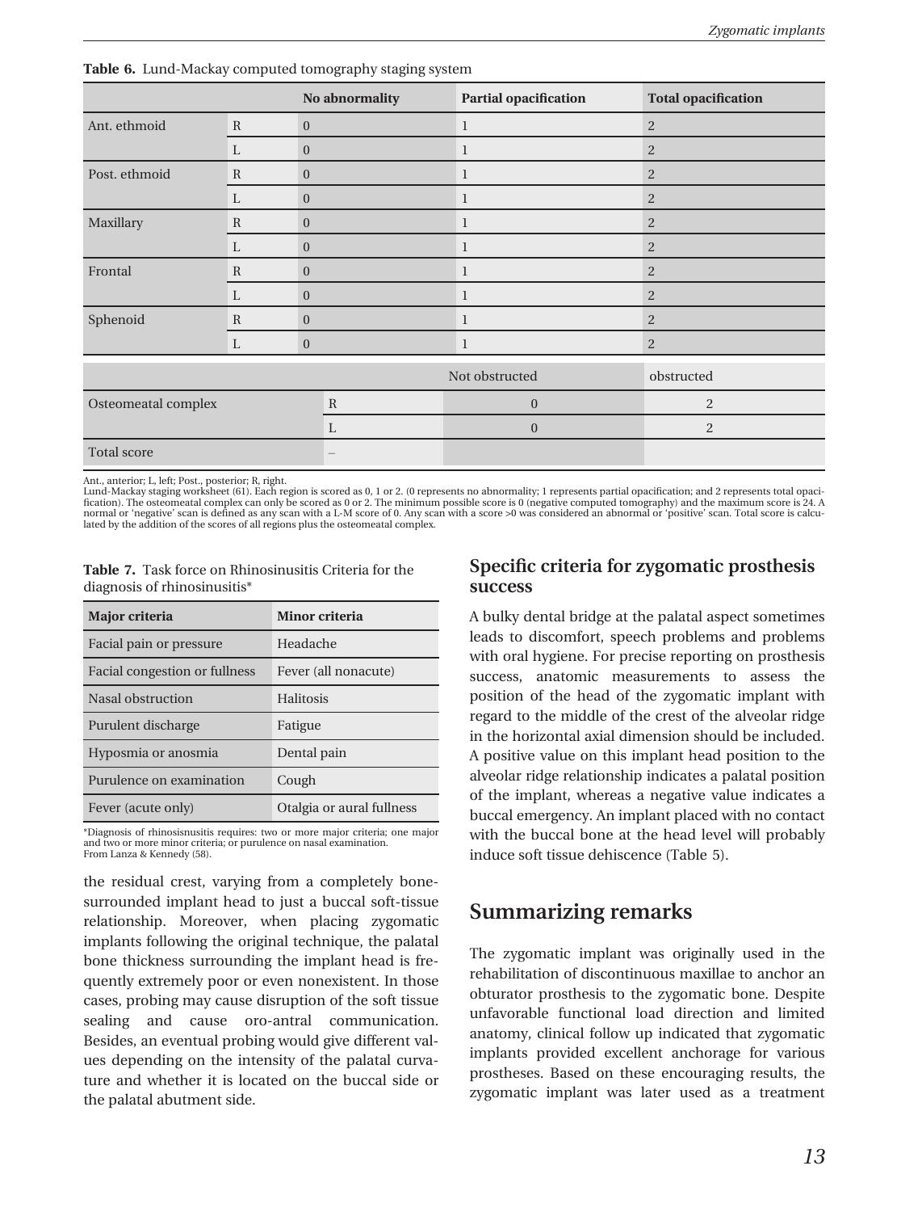**Table 6.** Lund-Mackay computed tomography staging system

| | | No abnormality | Partial opacification | Total opacification |
|---|---|---|---|---|
| Ant. ethmoid | R | 0 | 1 | 2 |
| | L | 0 | 1 | 2 |
| Post. ethmoid | R | 0 | 1 | 2 |
| | L | 0 | 1 | 2 |
| Maxillary | R | 0 | 1 | 2 |
| | L | 0 | 1 | 2 |
| Frontal | R | 0 | 1 | 2 |
| | L | 0 | 1 | 2 |
| Sphenoid | R | 0 | 1 | 2 |
| | L | 0 | 1 | 2 |
| | | | Not obstructed | obstructed |
| Osteomeatal complex | R | | 0 | 2 |
| | L | | 0 | 2 |
| Total score | – | | | |

Ant., anterior; L, left; Post., posterior; R, right.
Lund-Mackay staging worksheet (61). Each region is scored as 0, 1 or 2. (0 represents no abnormality; 1 represents partial opacification; and 2 represents total opacification). The osteomeatal complex can only be scored as 0 or 2. The minimum possible score is 0 (negative computed tomography) and the maximum score is 24. A normal or 'negative' scan is defined as any scan with a L-M score of 0. Any scan with a score >0 was considered an abnormal or 'positive' scan. Total score is calculated by the addition of the scores of all regions plus the osteomeatal complex.

**Table 7.** Task force on Rhinosinusitis Criteria for the diagnosis of rhinosinusitis*

| Major criteria | Minor criteria |
|---|---|
| Facial pain or pressure | Headache |
| Facial congestion or fullness | Fever (all nonacute) |
| Nasal obstruction | Halitosis |
| Purulent discharge | Fatigue |
| Hyposmia or anosmia | Dental pain |
| Purulence on examination | Cough |
| Fever (acute only) | Otalgia or aural fullness |

*Diagnosis of rhinosisnusitis requires: two or more major criteria; one major and two or more minor criteria; or purulence on nasal examination.
From Lanza & Kennedy (58).

the residual crest, varying from a completely bone-surrounded implant head to just a buccal soft-tissue relationship. Moreover, when placing zygomatic implants following the original technique, the palatal bone thickness surrounding the implant head is frequently extremely poor or even nonexistent. In those cases, probing may cause disruption of the soft tissue sealing and cause oro-antral communication. Besides, an eventual probing would give different values depending on the intensity of the palatal curvature and whether it is located on the buccal side or the palatal abutment side.

## Specific criteria for zygomatic prosthesis success

A bulky dental bridge at the palatal aspect sometimes leads to discomfort, speech problems and problems with oral hygiene. For precise reporting on prosthesis success, anatomic measurements to assess the position of the head of the zygomatic implant with regard to the middle of the crest of the alveolar ridge in the horizontal axial dimension should be included. A positive value on this implant head position to the alveolar ridge relationship indicates a palatal position of the implant, whereas a negative value indicates a buccal emergency. An implant placed with no contact with the buccal bone at the head level will probably induce soft tissue dehiscence (Table 5).

## Summarizing remarks

The zygomatic implant was originally used in the rehabilitation of discontinuous maxillae to anchor an obturator prosthesis to the zygomatic bone. Despite unfavorable functional load direction and limited anatomy, clinical follow up indicated that zygomatic implants provided excellent anchorage for various prostheses. Based on these encouraging results, the zygomatic implant was later used as a treatment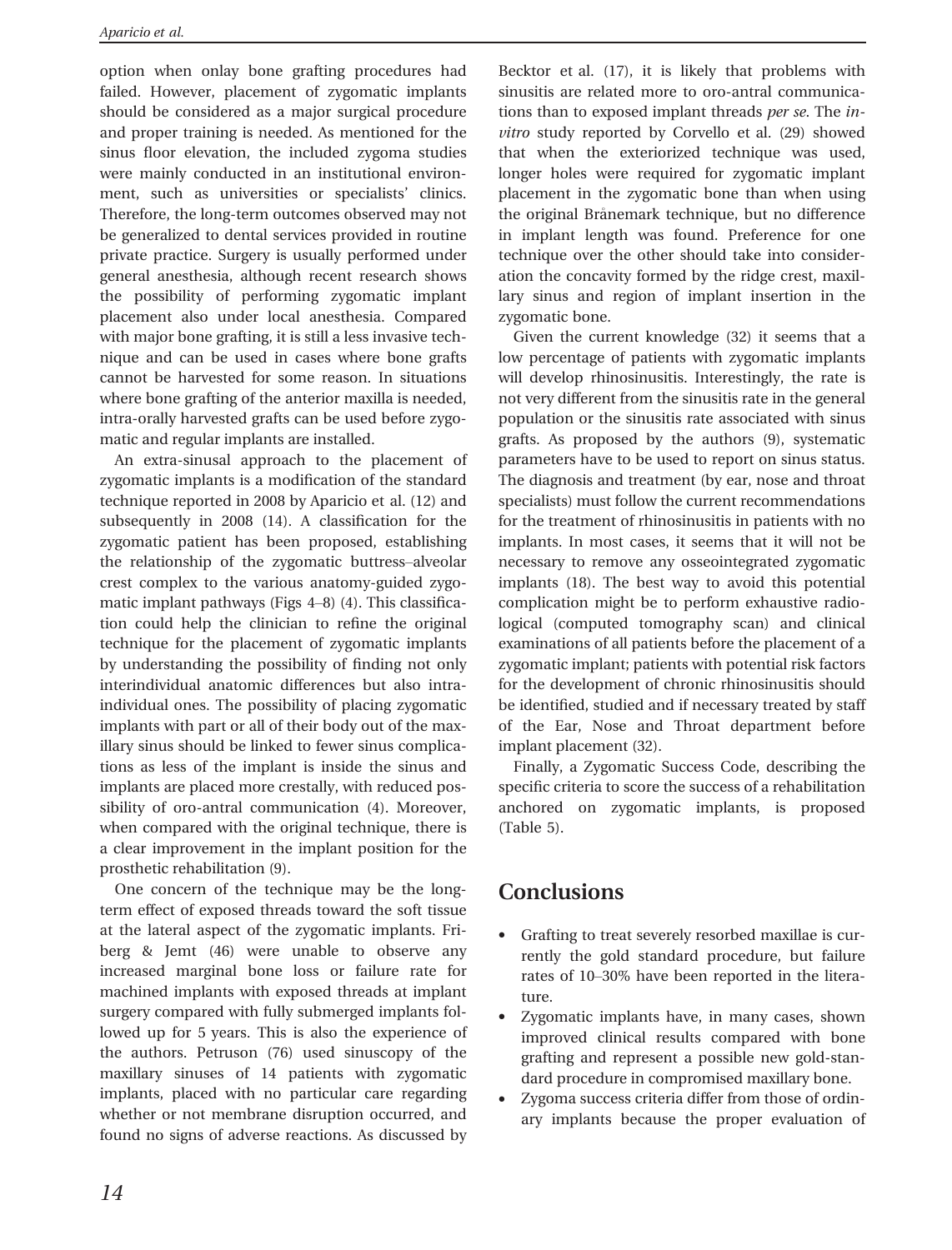option when onlay bone grafting procedures had failed. However, placement of zygomatic implants should be considered as a major surgical procedure and proper training is needed. As mentioned for the sinus floor elevation, the included zygoma studies were mainly conducted in an institutional environment, such as universities or specialists' clinics. Therefore, the long-term outcomes observed may not be generalized to dental services provided in routine private practice. Surgery is usually performed under general anesthesia, although recent research shows the possibility of performing zygomatic implant placement also under local anesthesia. Compared with major bone grafting, it is still a less invasive technique and can be used in cases where bone grafts cannot be harvested for some reason. In situations where bone grafting of the anterior maxilla is needed, intra-orally harvested grafts can be used before zygomatic and regular implants are installed.

An extra-sinusal approach to the placement of zygomatic implants is a modification of the standard technique reported in 2008 by Aparicio et al. (12) and subsequently in 2008 (14). A classification for the zygomatic patient has been proposed, establishing the relationship of the zygomatic buttress–alveolar crest complex to the various anatomy-guided zygomatic implant pathways (Figs 4–8) (4). This classification could help the clinician to refine the original technique for the placement of zygomatic implants by understanding the possibility of finding not only interindividual anatomic differences but also intraindividual ones. The possibility of placing zygomatic implants with part or all of their body out of the maxillary sinus should be linked to fewer sinus complications as less of the implant is inside the sinus and implants are placed more crestally, with reduced possibility of oro-antral communication (4). Moreover, when compared with the original technique, there is a clear improvement in the implant position for the prosthetic rehabilitation (9).

One concern of the technique may be the long-term effect of exposed threads toward the soft tissue at the lateral aspect of the zygomatic implants. Friberg & Jemt (46) were unable to observe any increased marginal bone loss or failure rate for machined implants with exposed threads at implant surgery compared with fully submerged implants followed up for 5 years. This is also the experience of the authors. Petruson (76) used sinuscopy of the maxillary sinuses of 14 patients with zygomatic implants, placed with no particular care regarding whether or not membrane disruption occurred, and found no signs of adverse reactions. As discussed by Becktor et al. (17), it is likely that problems with sinusitis are related more to oro-antral communications than to exposed implant threads *per se*. The *in-vitro* study reported by Corvello et al. (29) showed that when the exteriorized technique was used, longer holes were required for zygomatic implant placement in the zygomatic bone than when using the original Brånemark technique, but no difference in implant length was found. Preference for one technique over the other should take into consideration the concavity formed by the ridge crest, maxillary sinus and region of implant insertion in the zygomatic bone.

Given the current knowledge (32) it seems that a low percentage of patients with zygomatic implants will develop rhinosinusitis. Interestingly, the rate is not very different from the sinusitis rate in the general population or the sinusitis rate associated with sinus grafts. As proposed by the authors (9), systematic parameters have to be used to report on sinus status. The diagnosis and treatment (by ear, nose and throat specialists) must follow the current recommendations for the treatment of rhinosinusitis in patients with no implants. In most cases, it seems that it will not be necessary to remove any osseointegrated zygomatic implants (18). The best way to avoid this potential complication might be to perform exhaustive radiological (computed tomography scan) and clinical examinations of all patients before the placement of a zygomatic implant; patients with potential risk factors for the development of chronic rhinosinusitis should be identified, studied and if necessary treated by staff of the Ear, Nose and Throat department before implant placement (32).

Finally, a Zygomatic Success Code, describing the specific criteria to score the success of a rehabilitation anchored on zygomatic implants, is proposed (Table 5).

## Conclusions

- Grafting to treat severely resorbed maxillae is currently the gold standard procedure, but failure rates of 10–30% have been reported in the literature.
- Zygomatic implants have, in many cases, shown improved clinical results compared with bone grafting and represent a possible new gold-standard procedure in compromised maxillary bone.
- Zygoma success criteria differ from those of ordinary implants because the proper evaluation of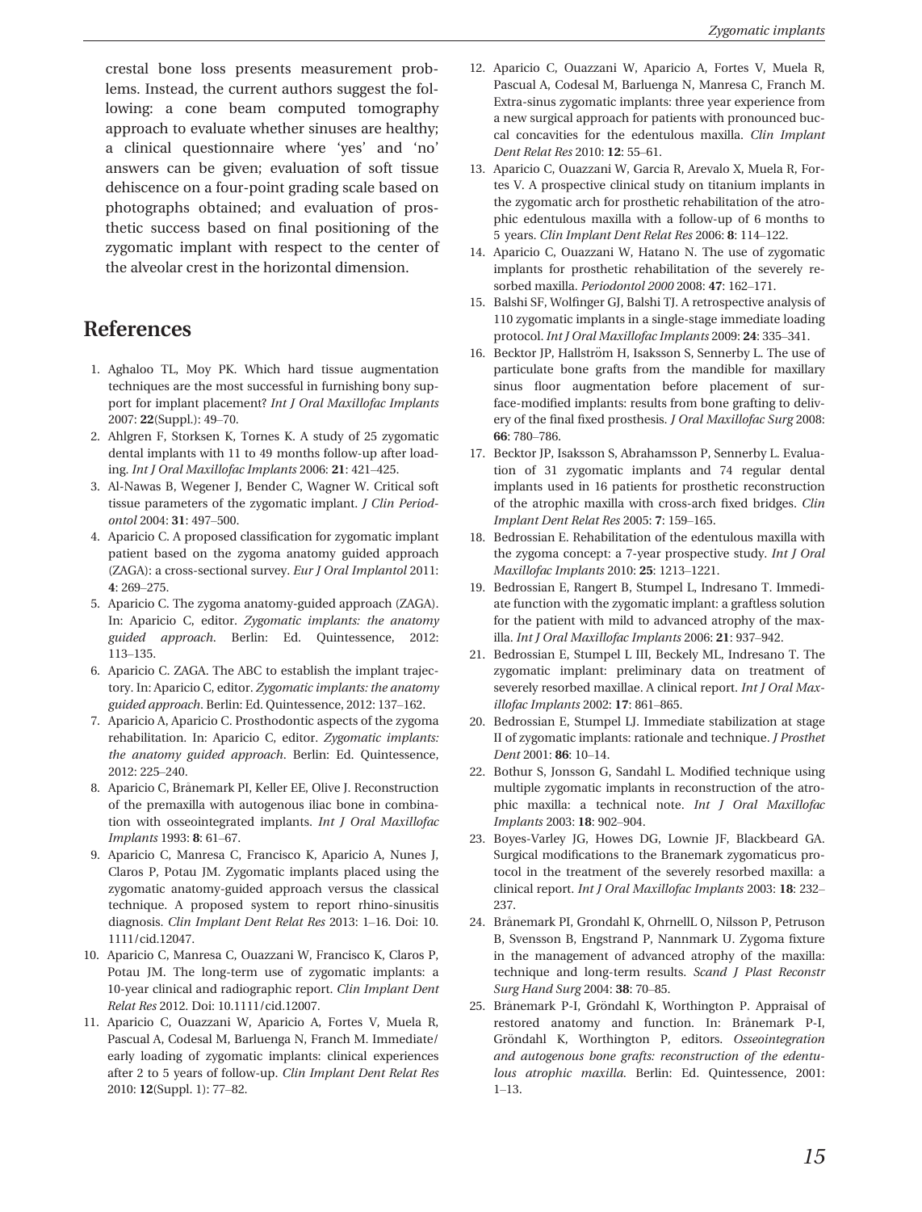crestal bone loss presents measurement problems. Instead, the current authors suggest the following: a cone beam computed tomography approach to evaluate whether sinuses are healthy; a clinical questionnaire where 'yes' and 'no' answers can be given; evaluation of soft tissue dehiscence on a four-point grading scale based on photographs obtained; and evaluation of prosthetic success based on final positioning of the zygomatic implant with respect to the center of the alveolar crest in the horizontal dimension.

## References

1. Aghaloo TL, Moy PK. Which hard tissue augmentation techniques are the most successful in furnishing bony support for implant placement? *Int J Oral Maxillofac Implants* 2007: **22**(Suppl.): 49–70.
2. Ahlgren F, Storksen K, Tornes K. A study of 25 zygomatic dental implants with 11 to 49 months follow-up after loading. *Int J Oral Maxillofac Implants* 2006: **21**: 421–425.
3. Al-Nawas B, Wegener J, Bender C, Wagner W. Critical soft tissue parameters of the zygomatic implant. *J Clin Periodontol* 2004: **31**: 497–500.
4. Aparicio C. A proposed classification for zygomatic implant patient based on the zygoma anatomy guided approach (ZAGA): a cross-sectional survey. *Eur J Oral Implantol* 2011: **4**: 269–275.
5. Aparicio C. The zygoma anatomy-guided approach (ZAGA). In: Aparicio C, editor. *Zygomatic implants: the anatomy guided approach*. Berlin: Ed. Quintessence, 2012: 113–135.
6. Aparicio C. ZAGA. The ABC to establish the implant trajectory. In: Aparicio C, editor. *Zygomatic implants: the anatomy guided approach*. Berlin: Ed. Quintessence, 2012: 137–162.
7. Aparicio A, Aparicio C. Prosthodontic aspects of the zygoma rehabilitation. In: Aparicio C, editor. *Zygomatic implants: the anatomy guided approach*. Berlin: Ed. Quintessence, 2012: 225–240.
8. Aparicio C, Brånemark PI, Keller EE, Olive J. Reconstruction of the premaxilla with autogenous iliac bone in combination with osseointegrated implants. *Int J Oral Maxillofac Implants* 1993: **8**: 61–67.
9. Aparicio C, Manresa C, Francisco K, Aparicio A, Nunes J, Claros P, Potau JM. Zygomatic implants placed using the zygomatic anatomy-guided approach versus the classical technique. A proposed system to report rhino-sinusitis diagnosis. *Clin Implant Dent Relat Res* 2013: 1–16. Doi: 10.1111/cid.12047.
10. Aparicio C, Manresa C, Ouazzani W, Francisco K, Claros P, Potau JM. The long-term use of zygomatic implants: a 10-year clinical and radiographic report. *Clin Implant Dent Relat Res* 2012. Doi: 10.1111/cid.12007.
11. Aparicio C, Ouazzani W, Aparicio A, Fortes V, Muela R, Pascual A, Codesal M, Barluenga N, Franch M. Immediate/early loading of zygomatic implants: clinical experiences after 2 to 5 years of follow-up. *Clin Implant Dent Relat Res* 2010: **12**(Suppl. 1): 77–82.
12. Aparicio C, Ouazzani W, Aparicio A, Fortes V, Muela R, Pascual A, Codesal M, Barluenga N, Manresa C, Franch M. Extra-sinus zygomatic implants: three year experience from a new surgical approach for patients with pronounced buccal concavities for the edentulous maxilla. *Clin Implant Dent Relat Res* 2010: **12**: 55–61.
13. Aparicio C, Ouazzani W, Garcia R, Arevalo X, Muela R, Fortes V. A prospective clinical study on titanium implants in the zygomatic arch for prosthetic rehabilitation of the atrophic edentulous maxilla with a follow-up of 6 months to 5 years. *Clin Implant Dent Relat Res* 2006: **8**: 114–122.
14. Aparicio C, Ouazzani W, Hatano N. The use of zygomatic implants for prosthetic rehabilitation of the severely resorbed maxilla. *Periodontol 2000* 2008: **47**: 162–171.
15. Balshi SF, Wolfinger GJ, Balshi TJ. A retrospective analysis of 110 zygomatic implants in a single-stage immediate loading protocol. *Int J Oral Maxillofac Implants* 2009: **24**: 335–341.
16. Becktor JP, Hallström H, Isaksson S, Sennerby L. The use of particulate bone grafts from the mandible for maxillary sinus floor augmentation before placement of surface-modified implants: results from bone grafting to delivery of the final fixed prosthesis. *J Oral Maxillofac Surg* 2008: **66**: 780–786.
17. Becktor JP, Isaksson S, Abrahamsson P, Sennerby L. Evaluation of 31 zygomatic implants and 74 regular dental implants used in 16 patients for prosthetic reconstruction of the atrophic maxilla with cross-arch fixed bridges. *Clin Implant Dent Relat Res* 2005: **7**: 159–165.
18. Bedrossian E. Rehabilitation of the edentulous maxilla with the zygoma concept: a 7-year prospective study. *Int J Oral Maxillofac Implants* 2010: **25**: 1213–1221.
19. Bedrossian E, Rangert B, Stumpel L, Indresano T. Immediate function with the zygomatic implant: a graftless solution for the patient with mild to advanced atrophy of the maxilla. *Int J Oral Maxillofac Implants* 2006: **21**: 937–942.
21. Bedrossian E, Stumpel L III, Beckely ML, Indresano T. The zygomatic implant: preliminary data on treatment of severely resorbed maxillae. A clinical report. *Int J Oral Maxillofac Implants* 2002: **17**: 861–865.
20. Bedrossian E, Stumpel LJ. Immediate stabilization at stage II of zygomatic implants: rationale and technique. *J Prosthet Dent* 2001: **86**: 10–14.
22. Bothur S, Jonsson G, Sandahl L. Modified technique using multiple zygomatic implants in reconstruction of the atrophic maxilla: a technical note. *Int J Oral Maxillofac Implants* 2003: **18**: 902–904.
23. Boyes-Varley JG, Howes DG, Lownie JF, Blackbeard GA. Surgical modifications to the Branemark zygomaticus protocol in the treatment of the severely resorbed maxilla: a clinical report. *Int J Oral Maxillofac Implants* 2003: **18**: 232–237.
24. Brånemark PI, Grondahl K, OhrnellL O, Nilsson P, Petruson B, Svensson B, Engstrand P, Nannmark U. Zygoma fixture in the management of advanced atrophy of the maxilla: technique and long-term results. *Scand J Plast Reconstr Surg Hand Surg* 2004: **38**: 70–85.
25. Brånemark P-I, Gröndahl K, Worthington P. Appraisal of restored anatomy and function. In: Brånemark P-I, Gröndahl K, Worthington P, editors. *Osseointegration and autogenous bone grafts: reconstruction of the edentulous atrophic maxilla*. Berlin: Ed. Quintessence, 2001: 1–13.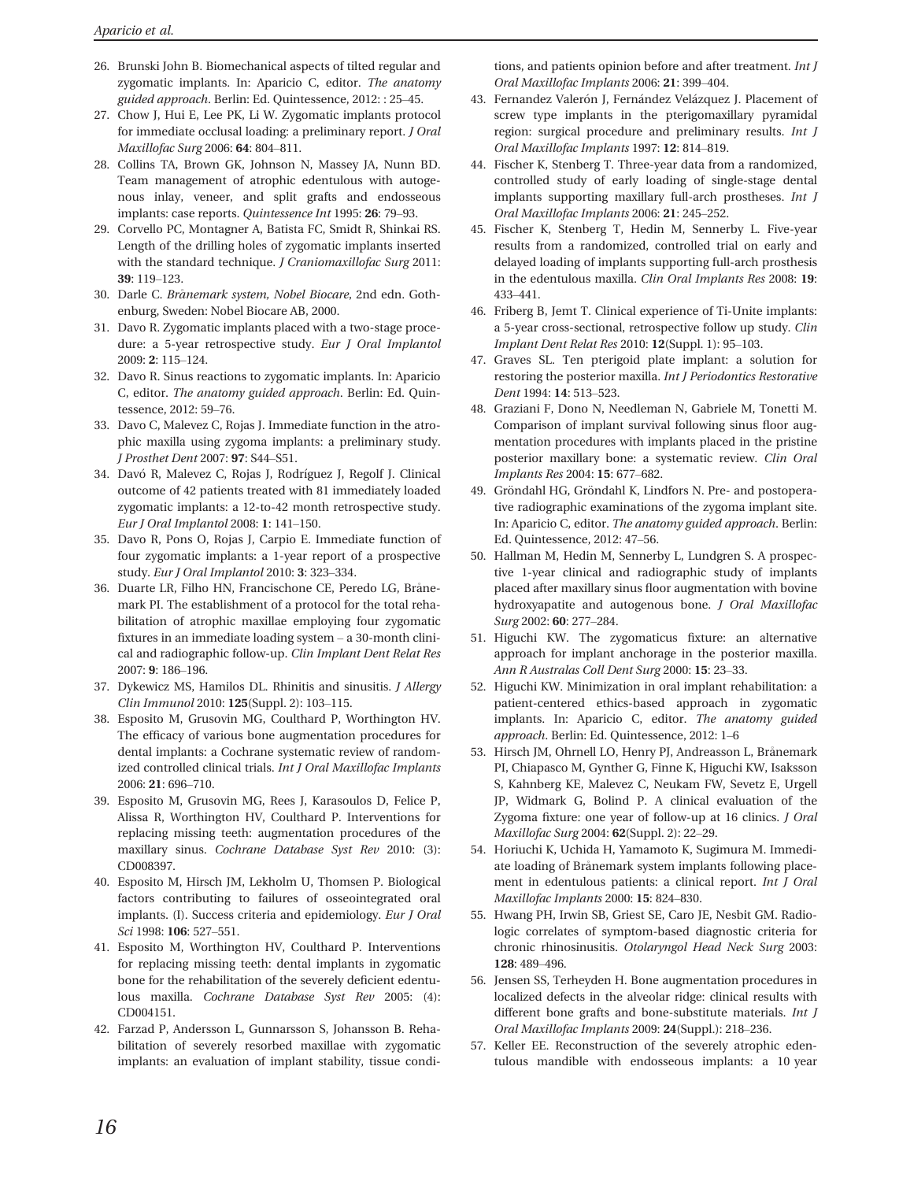26. Brunski John B. Biomechanical aspects of tilted regular and zygomatic implants. In: Aparicio C, editor. *The anatomy guided approach*. Berlin: Ed. Quintessence, 2012: : 25–45.
27. Chow J, Hui E, Lee PK, Li W. Zygomatic implants protocol for immediate occlusal loading: a preliminary report. *J Oral Maxillofac Surg* 2006: **64**: 804–811.
28. Collins TA, Brown GK, Johnson N, Massey JA, Nunn BD. Team management of atrophic edentulous with autogenous inlay, veneer, and split grafts and endosseous implants: case reports. *Quintessence Int* 1995: **26**: 79–93.
29. Corvello PC, Montagner A, Batista FC, Smidt R, Shinkai RS. Length of the drilling holes of zygomatic implants inserted with the standard technique. *J Craniomaxillofac Surg* 2011: **39**: 119–123.
30. Darle C. *Brånemark system, Nobel Biocare*, 2nd edn. Gothenburg, Sweden: Nobel Biocare AB, 2000.
31. Davo R. Zygomatic implants placed with a two-stage procedure: a 5-year retrospective study. *Eur J Oral Implantol* 2009: **2**: 115–124.
32. Davo R. Sinus reactions to zygomatic implants. In: Aparicio C, editor. *The anatomy guided approach*. Berlin: Ed. Quintessence, 2012: 59–76.
33. Davo C, Malevez C, Rojas J. Immediate function in the atrophic maxilla using zygoma implants: a preliminary study. *J Prosthet Dent* 2007: **97**: S44–S51.
34. Davó R, Malevez C, Rojas J, Rodríguez J, Regolf J. Clinical outcome of 42 patients treated with 81 immediately loaded zygomatic implants: a 12-to-42 month retrospective study. *Eur J Oral Implantol* 2008: **1**: 141–150.
35. Davo R, Pons O, Rojas J, Carpio E. Immediate function of four zygomatic implants: a 1-year report of a prospective study. *Eur J Oral Implantol* 2010: **3**: 323–334.
36. Duarte LR, Filho HN, Francischone CE, Peredo LG, Brånemark PI. The establishment of a protocol for the total rehabilitation of atrophic maxillae employing four zygomatic fixtures in an immediate loading system – a 30-month clinical and radiographic follow-up. *Clin Implant Dent Relat Res* 2007: **9**: 186–196.
37. Dykewicz MS, Hamilos DL. Rhinitis and sinusitis. *J Allergy Clin Immunol* 2010: **125**(Suppl. 2): 103–115.
38. Esposito M, Grusovin MG, Coulthard P, Worthington HV. The efficacy of various bone augmentation procedures for dental implants: a Cochrane systematic review of randomized controlled clinical trials. *Int J Oral Maxillofac Implants* 2006: **21**: 696–710.
39. Esposito M, Grusovin MG, Rees J, Karasoulos D, Felice P, Alissa R, Worthington HV, Coulthard P. Interventions for replacing missing teeth: augmentation procedures of the maxillary sinus. *Cochrane Database Syst Rev* 2010: (3): CD008397.
40. Esposito M, Hirsch JM, Lekholm U, Thomsen P. Biological factors contributing to failures of osseointegrated oral implants. (I). Success criteria and epidemiology. *Eur J Oral Sci* 1998: **106**: 527–551.
41. Esposito M, Worthington HV, Coulthard P. Interventions for replacing missing teeth: dental implants in zygomatic bone for the rehabilitation of the severely deficient edentulous maxilla. *Cochrane Database Syst Rev* 2005: (4): CD004151.
42. Farzad P, Andersson L, Gunnarsson S, Johansson B. Rehabilitation of severely resorbed maxillae with zygomatic implants: an evaluation of implant stability, tissue conditions, and patients opinion before and after treatment. *Int J Oral Maxillofac Implants* 2006: **21**: 399–404.
43. Fernandez Valerón J, Fernández Velázquez J. Placement of screw type implants in the pterigomaxillary pyramidal region: surgical procedure and preliminary results. *Int J Oral Maxillofac Implants* 1997: **12**: 814–819.
44. Fischer K, Stenberg T. Three-year data from a randomized, controlled study of early loading of single-stage dental implants supporting maxillary full-arch prostheses. *Int J Oral Maxillofac Implants* 2006: **21**: 245–252.
45. Fischer K, Stenberg T, Hedin M, Sennerby L. Five-year results from a randomized, controlled trial on early and delayed loading of implants supporting full-arch prosthesis in the edentulous maxilla. *Clin Oral Implants Res* 2008: **19**: 433–441.
46. Friberg B, Jemt T. Clinical experience of Ti-Unite implants: a 5-year cross-sectional, retrospective follow up study. *Clin Implant Dent Relat Res* 2010: **12**(Suppl. 1): 95–103.
47. Graves SL. Ten pterigoid plate implant: a solution for restoring the posterior maxilla. *Int J Periodontics Restorative Dent* 1994: **14**: 513–523.
48. Graziani F, Dono N, Needleman N, Gabriele M, Tonetti M. Comparison of implant survival following sinus floor augmentation procedures with implants placed in the pristine posterior maxillary bone: a systematic review. *Clin Oral Implants Res* 2004: **15**: 677–682.
49. Gröndahl HG, Gröndahl K, Lindfors N. Pre- and postoperative radiographic examinations of the zygoma implant site. In: Aparicio C, editor. *The anatomy guided approach*. Berlin: Ed. Quintessence, 2012: 47–56.
50. Hallman M, Hedin M, Sennerby L, Lundgren S. A prospective 1-year clinical and radiographic study of implants placed after maxillary sinus floor augmentation with bovine hydroxyapatite and autogenous bone. *J Oral Maxillofac Surg* 2002: **60**: 277–284.
51. Higuchi KW. The zygomaticus fixture: an alternative approach for implant anchorage in the posterior maxilla. *Ann R Australas Coll Dent Surg* 2000: **15**: 23–33.
52. Higuchi KW. Minimization in oral implant rehabilitation: a patient-centered ethics-based approach in zygomatic implants. In: Aparicio C, editor. *The anatomy guided approach*. Berlin: Ed. Quintessence, 2012: 1–6
53. Hirsch JM, Ohrnell LO, Henry PJ, Andreasson L, Brånemark PI, Chiapasco M, Gynther G, Finne K, Higuchi KW, Isaksson S, Kahnberg KE, Malevez C, Neukam FW, Sevetz E, Urgell JP, Widmark G, Bolind P. A clinical evaluation of the Zygoma fixture: one year of follow-up at 16 clinics. *J Oral Maxillofac Surg* 2004: **62**(Suppl. 2): 22–29.
54. Horiuchi K, Uchida H, Yamamoto K, Sugimura M. Immediate loading of Brånemark system implants following placement in edentulous patients: a clinical report. *Int J Oral Maxillofac Implants* 2000: **15**: 824–830.
55. Hwang PH, Irwin SB, Griest SE, Caro JE, Nesbit GM. Radiologic correlates of symptom-based diagnostic criteria for chronic rhinosinusitis. *Otolaryngol Head Neck Surg* 2003: **128**: 489–496.
56. Jensen SS, Terheyden H. Bone augmentation procedures in localized defects in the alveolar ridge: clinical results with different bone grafts and bone-substitute materials. *Int J Oral Maxillofac Implants* 2009: **24**(Suppl.): 218–236.
57. Keller EE. Reconstruction of the severely atrophic edentulous mandible with endosseous implants: a 10 year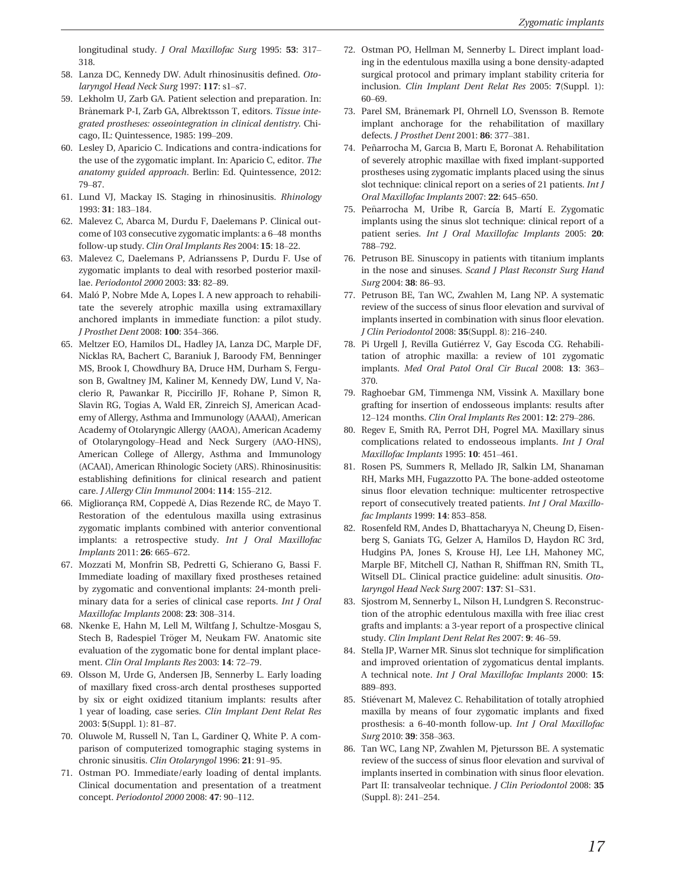longitudinal study. *J Oral Maxillofac Surg* 1995: **53**: 317–318.

58. Lanza DC, Kennedy DW. Adult rhinosinusitis defined. *Otolaryngol Head Neck Surg* 1997: **117**: s1–s7.
59. Lekholm U, Zarb GA. Patient selection and preparation. In: Brånemark P-I, Zarb GA, Albrektsson T, editors. *Tissue integrated prostheses: osseointegration in clinical dentistry*. Chicago, IL: Quintessence, 1985: 199–209.
60. Lesley D, Aparicio C. Indications and contra-indications for the use of the zygomatic implant. In: Aparicio C, editor. *The anatomy guided approach*. Berlin: Ed. Quintessence, 2012: 79–87.
61. Lund VJ, Mackay IS. Staging in rhinosinusitis. *Rhinology* 1993: **31**: 183–184.
62. Malevez C, Abarca M, Durdu F, Daelemans P. Clinical outcome of 103 consecutive zygomatic implants: a 6–48 months follow-up study. *Clin Oral Implants Res* 2004: **15**: 18–22.
63. Malevez C, Daelemans P, Adrianssens P, Durdu F. Use of zygomatic implants to deal with resorbed posterior maxillae. *Periodontol 2000* 2003: **33**: 82–89.
64. Maló P, Nobre Mde A, Lopes I. A new approach to rehabilitate the severely atrophic maxilla using extramaxillary anchored implants in immediate function: a pilot study. *J Prosthet Dent* 2008: **100**: 354–366.
65. Meltzer EO, Hamilos DL, Hadley JA, Lanza DC, Marple DF, Nicklas RA, Bachert C, Baraniuk J, Baroody FM, Benninger MS, Brook I, Chowdhury BA, Druce HM, Durham S, Ferguson B, Gwaltney JM, Kaliner M, Kennedy DW, Lund V, Naclerio R, Pawankar R, Piccirillo JF, Rohane P, Simon R, Slavin RG, Togias A, Wald ER, Zinreich SJ, American Academy of Allergy, Asthma and Immunology (AAAAI), American Academy of Otolaryngic Allergy (AAOA), American Academy of Otolaryngology–Head and Neck Surgery (AAO-HNS), American College of Allergy, Asthma and Immunology (ACAAI), American Rhinologic Society (ARS). Rhinosinusitis: establishing definitions for clinical research and patient care. *J Allergy Clin Immunol* 2004: **114**: 155–212.
66. Migliorança RM, Coppedê A, Dias Rezende RC, de Mayo T. Restoration of the edentulous maxilla using extrasinus zygomatic implants combined with anterior conventional implants: a retrospective study. *Int J Oral Maxillofac Implants* 2011: **26**: 665–672.
67. Mozzati M, Monfrin SB, Pedretti G, Schierano G, Bassi F. Immediate loading of maxillary fixed prostheses retained by zygomatic and conventional implants: 24-month preliminary data for a series of clinical case reports. *Int J Oral Maxillofac Implants* 2008: **23**: 308–314.
68. Nkenke E, Hahn M, Lell M, Wiltfang J, Schultze-Mosgau S, Stech B, Radespiel Tröger M, Neukam FW. Anatomic site evaluation of the zygomatic bone for dental implant placement. *Clin Oral Implants Res* 2003: **14**: 72–79.
69. Olsson M, Urde G, Andersen JB, Sennerby L. Early loading of maxillary fixed cross-arch dental prostheses supported by six or eight oxidized titanium implants: results after 1 year of loading, case series. *Clin Implant Dent Relat Res* 2003: **5**(Suppl. 1): 81–87.
70. Oluwole M, Russell N, Tan L, Gardiner Q, White P. A comparison of computerized tomographic staging systems in chronic sinusitis. *Clin Otolaryngol* 1996: **21**: 91–95.
71. Ostman PO. Immediate/early loading of dental implants. Clinical documentation and presentation of a treatment concept. *Periodontol 2000* 2008: **47**: 90–112.
72. Ostman PO, Hellman M, Sennerby L. Direct implant loading in the edentulous maxilla using a bone density-adapted surgical protocol and primary implant stability criteria for inclusion. *Clin Implant Dent Relat Res* 2005: **7**(Suppl. 1): 60–69.
73. Parel SM, Brånemark PI, Ohrnell LO, Svensson B. Remote implant anchorage for the rehabilitation of maxillary defects. *J Prosthet Dent* 2001: **86**: 377–381.
74. Peñarrocha M, Garcıa B, Martı E, Boronat A. Rehabilitation of severely atrophic maxillae with fixed implant-supported prostheses using zygomatic implants placed using the sinus slot technique: clinical report on a series of 21 patients. *Int J Oral Maxillofac Implants* 2007: **22**: 645–650.
75. Peñarrocha M, Uribe R, García B, Martí E. Zygomatic implants using the sinus slot technique: clinical report of a patient series. *Int J Oral Maxillofac Implants* 2005: **20**: 788–792.
76. Petruson BE. Sinuscopy in patients with titanium implants in the nose and sinuses. *Scand J Plast Reconstr Surg Hand Surg* 2004: **38**: 86–93.
77. Petruson BE, Tan WC, Zwahlen M, Lang NP. A systematic review of the success of sinus floor elevation and survival of implants inserted in combination with sinus floor elevation. *J Clin Periodontol* 2008: **35**(Suppl. 8): 216–240.
78. Pi Urgell J, Revilla Gutiérrez V, Gay Escoda CG. Rehabilitation of atrophic maxilla: a review of 101 zygomatic implants. *Med Oral Patol Oral Cir Bucal* 2008: **13**: 363–370.
79. Raghoebar GM, Timmenga NM, Vissink A. Maxillary bone grafting for insertion of endosseous implants: results after 12–124 months. *Clin Oral Implants Res* 2001: **12**: 279–286.
80. Regev E, Smith RA, Perrot DH, Pogrel MA. Maxillary sinus complications related to endosseous implants. *Int J Oral Maxillofac Implants* 1995: **10**: 451–461.
81. Rosen PS, Summers R, Mellado JR, Salkin LM, Shanaman RH, Marks MH, Fugazzotto PA. The bone-added osteotome sinus floor elevation technique: multicenter retrospective report of consecutively treated patients. *Int J Oral Maxillofac Implants* 1999: **14**: 853–858.
82. Rosenfeld RM, Andes D, Bhattacharyya N, Cheung D, Eisenberg S, Ganiats TG, Gelzer A, Hamilos D, Haydon RC 3rd, Hudgins PA, Jones S, Krouse HJ, Lee LH, Mahoney MC, Marple BF, Mitchell CJ, Nathan R, Shiffman RN, Smith TL, Witsell DL. Clinical practice guideline: adult sinusitis. *Otolaryngol Head Neck Surg* 2007: **137**: S1–S31.
83. Sjostrom M, Sennerby L, Nilson H, Lundgren S. Reconstruction of the atrophic edentulous maxilla with free iliac crest grafts and implants: a 3-year report of a prospective clinical study. *Clin Implant Dent Relat Res* 2007: **9**: 46–59.
84. Stella JP, Warner MR. Sinus slot technique for simplification and improved orientation of zygomaticus dental implants. A technical note. *Int J Oral Maxillofac Implants* 2000: **15**: 889–893.
85. Stiévenart M, Malevez C. Rehabilitation of totally atrophied maxilla by means of four zygomatic implants and fixed prosthesis: a 6-40-month follow-up. *Int J Oral Maxillofac Surg* 2010: **39**: 358–363.
86. Tan WC, Lang NP, Zwahlen M, Pjetursson BE. A systematic review of the success of sinus floor elevation and survival of implants inserted in combination with sinus floor elevation. Part II: transalveolar technique. *J Clin Periodontol* 2008: **35** (Suppl. 8): 241–254.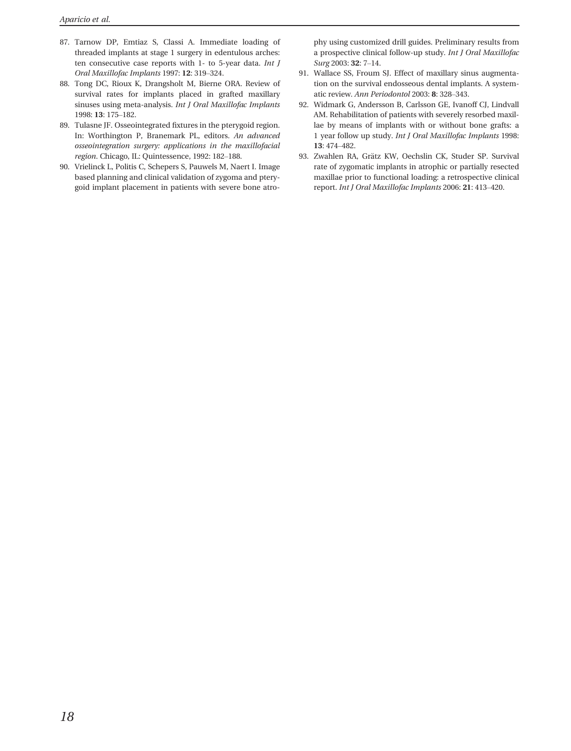87. Tarnow DP, Emtiaz S, Classi A. Immediate loading of threaded implants at stage 1 surgery in edentulous arches: ten consecutive case reports with 1- to 5-year data. *Int J Oral Maxillofac Implants* 1997: **12**: 319–324.
88. Tong DC, Rioux K, Drangsholt M, Bierne ORA. Review of survival rates for implants placed in grafted maxillary sinuses using meta-analysis. *Int J Oral Maxillofac Implants* 1998: **13**: 175–182.
89. Tulasne JF. Osseointegrated fixtures in the pterygoid region. In: Worthington P, Branemark PL, editors. *An advanced osseointegration surgery: applications in the maxillofacial region*. Chicago, IL: Quintessence, 1992: 182–188.
90. Vrielinck L, Politis C, Schepers S, Pauwels M, Naert I. Image based planning and clinical validation of zygoma and pterygoid implant placement in patients with severe bone atrophy using customized drill guides. Preliminary results from a prospective clinical follow-up study. *Int J Oral Maxillofac Surg* 2003: **32**: 7–14.
91. Wallace SS, Froum SJ. Effect of maxillary sinus augmentation on the survival endosseous dental implants. A systematic review. *Ann Periodontol* 2003: **8**: 328–343.
92. Widmark G, Andersson B, Carlsson GE, Ivanoff CJ, Lindvall AM. Rehabilitation of patients with severely resorbed maxillae by means of implants with or without bone grafts: a 1 year follow up study. *Int J Oral Maxillofac Implants* 1998: **13**: 474–482.
93. Zwahlen RA, Grätz KW, Oechslin CK, Studer SP. Survival rate of zygomatic implants in atrophic or partially resected maxillae prior to functional loading: a retrospective clinical report. *Int J Oral Maxillofac Implants* 2006: **21**: 413–420.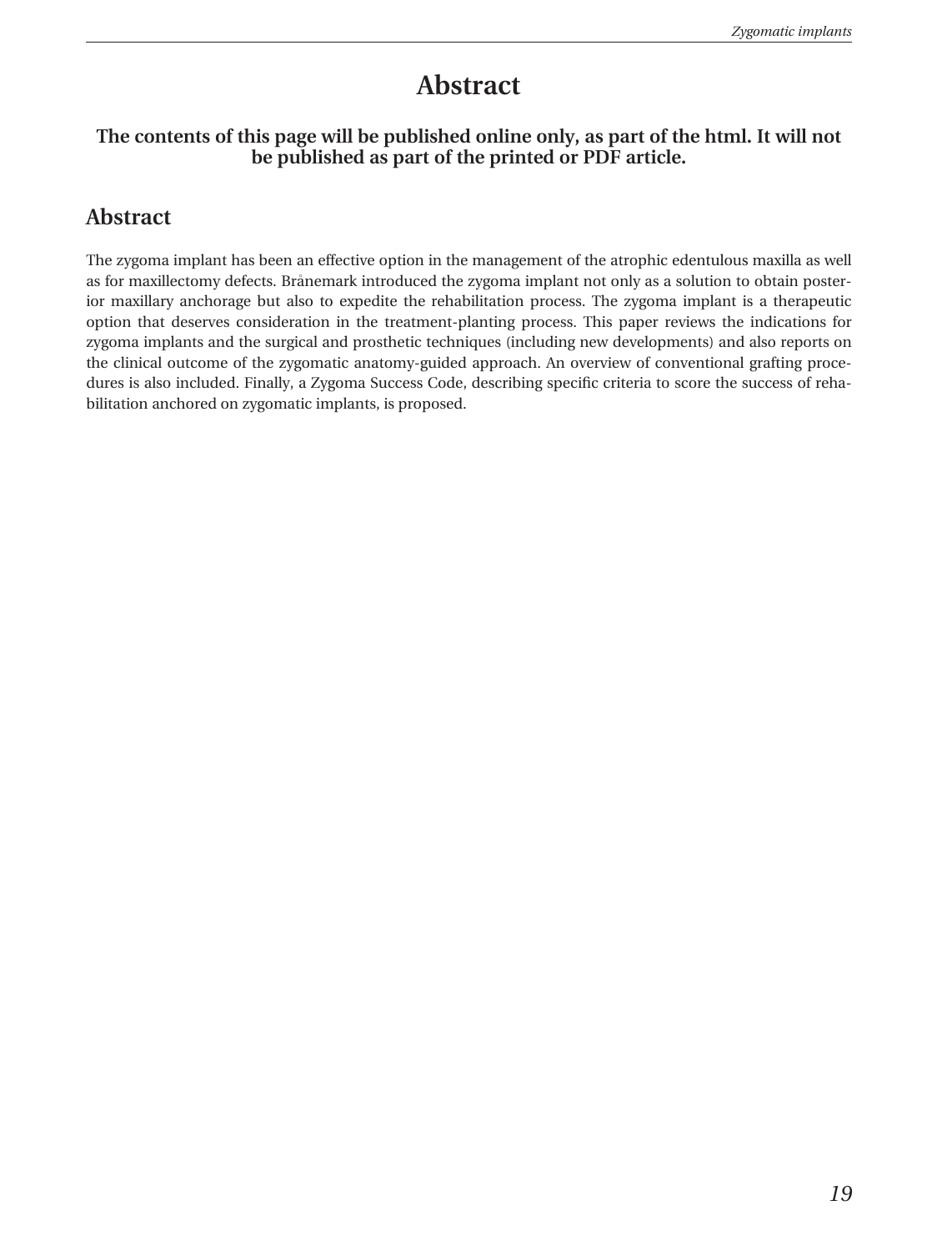# Abstract

**The contents of this page will be published online only, as part of the html. It will not be published as part of the printed or PDF article.**

## Abstract

The zygoma implant has been an effective option in the management of the atrophic edentulous maxilla as well as for maxillectomy defects. Brånemark introduced the zygoma implant not only as a solution to obtain posterior maxillary anchorage but also to expedite the rehabilitation process. The zygoma implant is a therapeutic option that deserves consideration in the treatment-planting process. This paper reviews the indications for zygoma implants and the surgical and prosthetic techniques (including new developments) and also reports on the clinical outcome of the zygomatic anatomy-guided approach. An overview of conventional grafting procedures is also included. Finally, a Zygoma Success Code, describing specific criteria to score the success of rehabilitation anchored on zygomatic implants, is proposed.